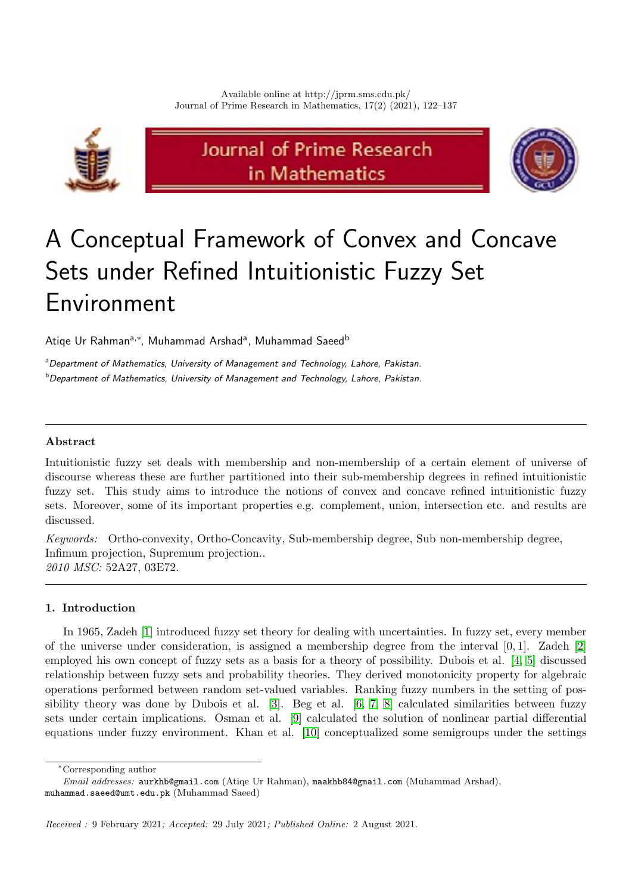# A Conceptual Framework of Convex and Concave Sets under Refined Intuitionistic Fuzzy Set Environment

Atiqe Ur Rahman[a,*], Muhammad Arshad[a], Muhammad Saeed[b]

[a]*Department of Mathematics, University of Management and Technology, Lahore, Pakistan.*

[b]*Department of Mathematics, University of Management and Technology, Lahore, Pakistan.*

---

**Abstract**

Intuitionistic fuzzy set deals with membership and non-membership of a certain element of universe of discourse whereas these are further partitioned into their sub-membership degrees in refined intuitionistic fuzzy set. This study aims to introduce the notions of convex and concave refined intuitionistic fuzzy sets. Moreover, some of its important properties e.g. complement, union, intersection etc. and results are discussed.

*Keywords:* Ortho-convexity, Ortho-Concavity, Sub-membership degree, Sub non-membership degree, Infimum projection, Supremum projection..

*2010 MSC:* 52A27, 03E72.

---

## 1. Introduction

In 1965, Zadeh [1] introduced fuzzy set theory for dealing with uncertainties. In fuzzy set, every member of the universe under consideration, is assigned a membership degree from the interval $[0, 1]$. Zadeh [2] employed his own concept of fuzzy sets as a basis for a theory of possibility. Dubois et al. [4, 5] discussed relationship between fuzzy sets and probability theories. They derived monotonicity property for algebraic operations performed between random set-valued variables. Ranking fuzzy numbers in the setting of possibility theory was done by Dubois et al. [3]. Beg et al. [6, 7, 8] calculated similarities between fuzzy sets under certain implications. Osman et al. [9] calculated the solution of nonlinear partial differential equations under fuzzy environment. Khan et al. [10] conceptualized some semigroups under the settings

---

*Corresponding author

*Email addresses:* aurkhb@gmail.com (Atiqe Ur Rahman), maakhb84@gmail.com (Muhammad Arshad), muhammad.saeed@umt.edu.pk (Muhammad Saeed)

*Received :* 9 February 2021*; Accepted:* 29 July 2021*; Published Online:* 2 August 2021.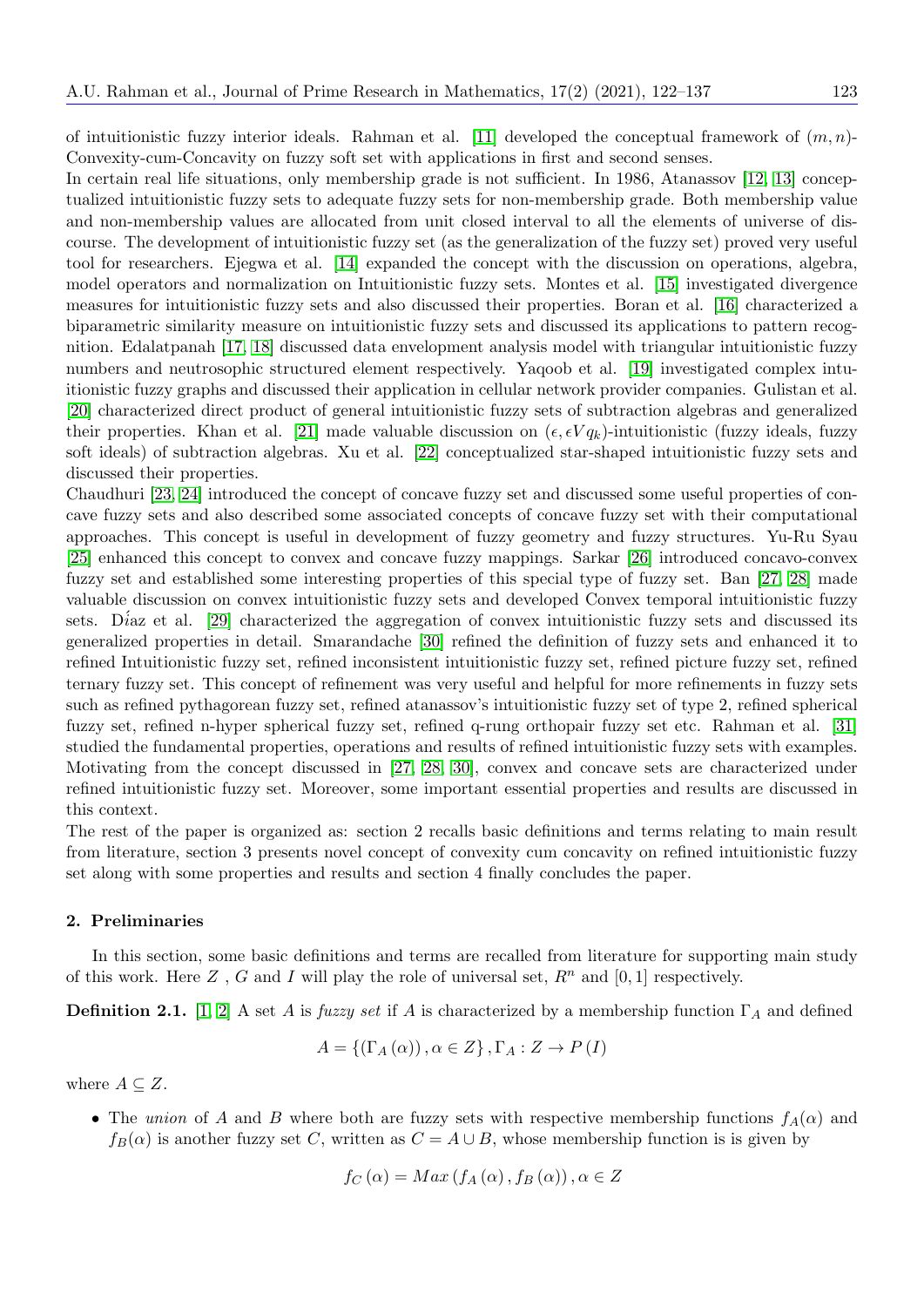of intuitionistic fuzzy interior ideals. Rahman et al. [11] developed the conceptual framework of $(m, n)$-Convexity-cum-Concavity on fuzzy soft set with applications in first and second senses.
In certain real life situations, only membership grade is not sufficient. In 1986, Atanassov [12, 13] conceptualized intuitionistic fuzzy sets to adequate fuzzy sets for non-membership grade. Both membership value and non-membership values are allocated from unit closed interval to all the elements of universe of discourse. The development of intuitionistic fuzzy set (as the generalization of the fuzzy set) proved very useful tool for researchers. Ejegwa et al. [14] expanded the concept with the discussion on operations, algebra, model operators and normalization on Intuitionistic fuzzy sets. Montes et al. [15] investigated divergence measures for intuitionistic fuzzy sets and also discussed their properties. Boran et al. [16] characterized a biparametric similarity measure on intuitionistic fuzzy sets and discussed its applications to pattern recognition. Edalatpanah [17, 18] discussed data envelopment analysis model with triangular intuitionistic fuzzy numbers and neutrosophic structured element respectively. Yaqoob et al. [19] investigated complex intuitionistic fuzzy graphs and discussed their application in cellular network provider companies. Gulistan et al. [20] characterized direct product of general intuitionistic fuzzy sets of subtraction algebras and generalized their properties. Khan et al. [21] made valuable discussion on $(\epsilon, \epsilon V q_k)$-intuitionistic (fuzzy ideals, fuzzy soft ideals) of subtraction algebras. Xu et al. [22] conceptualized star-shaped intuitionistic fuzzy sets and discussed their properties.
Chaudhuri [23, 24] introduced the concept of concave fuzzy set and discussed some useful properties of concave fuzzy sets and also described some associated concepts of concave fuzzy set with their computational approaches. This concept is useful in development of fuzzy geometry and fuzzy structures. Yu-Ru Syau [25] enhanced this concept to convex and concave fuzzy mappings. Sarkar [26] introduced concavo-convex fuzzy set and established some interesting properties of this special type of fuzzy set. Ban [27, 28] made valuable discussion on convex intuitionistic fuzzy sets and developed Convex temporal intuitionistic fuzzy sets. Díaz et al. [29] characterized the aggregation of convex intuitionistic fuzzy sets and discussed its generalized properties in detail. Smarandache [30] refined the definition of fuzzy sets and enhanced it to refined Intuitionistic fuzzy set, refined inconsistent intuitionistic fuzzy set, refined picture fuzzy set, refined ternary fuzzy set. This concept of refinement was very useful and helpful for more refinements in fuzzy sets such as refined pythagorean fuzzy set, refined atanassov's intuitionistic fuzzy set of type 2, refined spherical fuzzy set, refined n-hyper spherical fuzzy set, refined q-rung orthopair fuzzy set etc. Rahman et al. [31] studied the fundamental properties, operations and results of refined intuitionistic fuzzy sets with examples. Motivating from the concept discussed in [27, 28, 30], convex and concave sets are characterized under refined intuitionistic fuzzy set. Moreover, some important essential properties and results are discussed in this context.
The rest of the paper is organized as: section 2 recalls basic definitions and terms relating to main result from literature, section 3 presents novel concept of convexity cum concavity on refined intuitionistic fuzzy set along with some properties and results and section 4 finally concludes the paper.

## 2. Preliminaries

In this section, some basic definitions and terms are recalled from literature for supporting main study of this work. Here $Z$ , $G$ and $I$ will play the role of universal set, $R^n$ and $[0, 1]$ respectively.

**Definition 2.1.** [1, 2] A set $A$ is *fuzzy set* if $A$ is characterized by a membership function $\Gamma_A$ and defined

$$A = \{(\Gamma_A(\alpha)), \alpha \in Z\}, \Gamma_A : Z \to P(I)$$

where $A \subseteq Z$.

- The *union* of $A$ and $B$ where both are fuzzy sets with respective membership functions $f_A(\alpha)$ and $f_B(\alpha)$ is another fuzzy set $C$, written as $C = A \cup B$, whose membership function is is given by

$$f_C(\alpha) = Max(f_A(\alpha), f_B(\alpha)), \alpha \in Z$$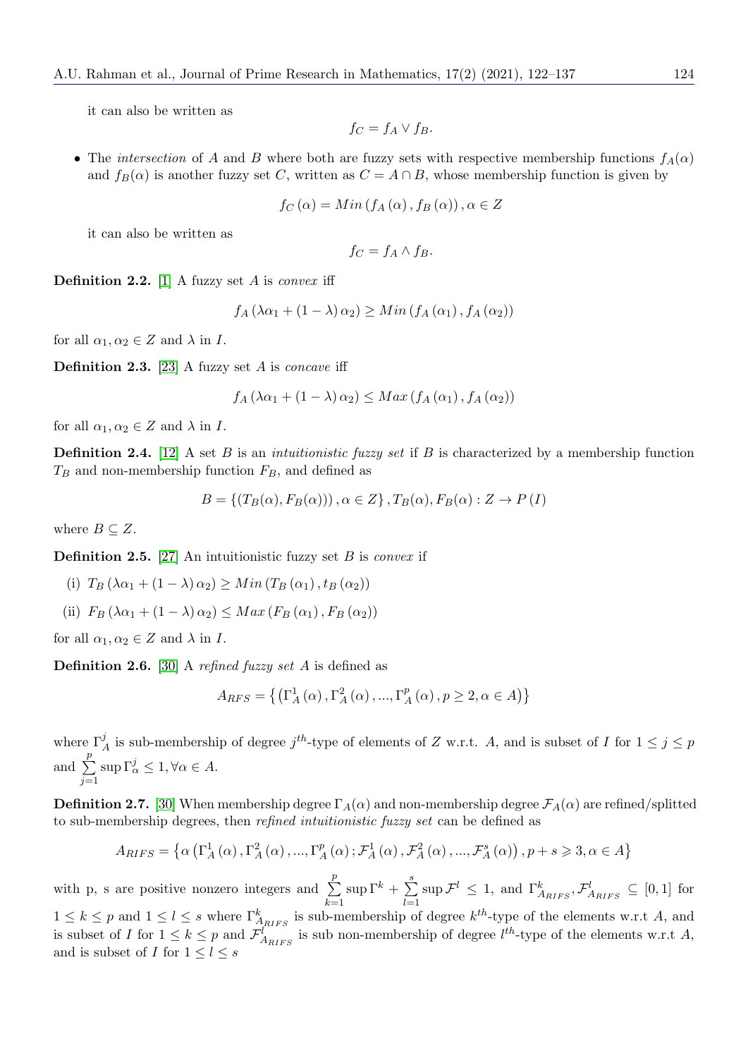it can also be written as

$$f_C = f_A \vee f_B.$$

- The *intersection* of $A$ and $B$ where both are fuzzy sets with respective membership functions $f_A(\alpha)$ and $f_B(\alpha)$ is another fuzzy set $C$, written as $C = A \cap B$, whose membership function is given by

$$f_C(\alpha) = Min\left(f_A(\alpha), f_B(\alpha)\right), \alpha \in Z$$

it can also be written as

$$f_C = f_A \wedge f_B.$$

**Definition 2.2.** [1] A fuzzy set $A$ is *convex* iff

$$f_A\left(\lambda \alpha_1 + (1-\lambda)\alpha_2\right) \geq Min\left(f_A(\alpha_1), f_A(\alpha_2)\right)$$

for all $\alpha_1, \alpha_2 \in Z$ and $\lambda$ in $I$.

**Definition 2.3.** [23] A fuzzy set $A$ is *concave* iff

$$f_A\left(\lambda \alpha_1 + (1-\lambda)\alpha_2\right) \leq Max\left(f_A(\alpha_1), f_A(\alpha_2)\right)$$

for all $\alpha_1, \alpha_2 \in Z$ and $\lambda$ in $I$.

**Definition 2.4.** [12] A set $B$ is an *intuitionistic fuzzy set* if $B$ is characterized by a membership function $T_B$ and non-membership function $F_B$, and defined as

$$B = \left\{(T_B(\alpha), F_B(\alpha))\right), \alpha \in Z\}, T_B(\alpha), F_B(\alpha) : Z \rightarrow P(I)$$

where $B \subseteq Z$.

**Definition 2.5.** [27] An intuitionistic fuzzy set $B$ is *convex* if

(i) $T_B\left(\lambda \alpha_1 + (1-\lambda)\alpha_2\right) \geq Min\left(T_B(\alpha_1), t_B(\alpha_2)\right)$

(ii) $F_B\left(\lambda \alpha_1 + (1-\lambda)\alpha_2\right) \leq Max\left(F_B(\alpha_1), F_B(\alpha_2)\right)$

for all $\alpha_1, \alpha_2 \in Z$ and $\lambda$ in $I$.

**Definition 2.6.** [30] A *refined fuzzy set* $A$ is defined as

$$A_{RFS} = \left\{\left(\Gamma_A^1(\alpha), \Gamma_A^2(\alpha), ..., \Gamma_A^p(\alpha), p \geq 2, \alpha \in A\right)\right\}$$

where $\Gamma_A^j$ is sub-membership of degree $j^{th}$-type of elements of $Z$ w.r.t. $A$, and is subset of $I$ for $1 \leq j \leq p$ and $\sum\limits_{j=1}^{p} \sup \Gamma_\alpha^j \leq 1, \forall \alpha \in A$.

**Definition 2.7.** [30] When membership degree $\Gamma_A(\alpha)$ and non-membership degree $\mathcal{F}_A(\alpha)$ are refined/splitted to sub-membership degrees, then *refined intuitionistic fuzzy set* can be defined as

$$A_{RIFS} = \left\{\alpha\left(\Gamma_A^1(\alpha), \Gamma_A^2(\alpha), ..., \Gamma_A^p(\alpha); \mathcal{F}_A^1(\alpha), \mathcal{F}_A^2(\alpha), ..., \mathcal{F}_A^s(\alpha)\right), p + s \geqslant 3, \alpha \in A\right\}$$

with p, s are positive nonzero integers and $\sum\limits_{k=1}^{p} \sup \Gamma^k + \sum\limits_{l=1}^{s} \sup \mathcal{F}^l \leq 1$, and $\Gamma_{A_{RIFS}}^k, \mathcal{F}_{A_{RIFS}}^l \subseteq [0,1]$ for $1 \leq k \leq p$ and $1 \leq l \leq s$ where $\Gamma_{A_{RIFS}}^k$ is sub-membership of degree $k^{th}$-type of the elements w.r.t $A$, and is subset of $I$ for $1 \leq k \leq p$ and $\mathcal{F}_{A_{RIFS}}^l$ is sub non-membership of degree $l^{th}$-type of the elements w.r.t $A$, and is subset of $I$ for $1 \leq l \leq s$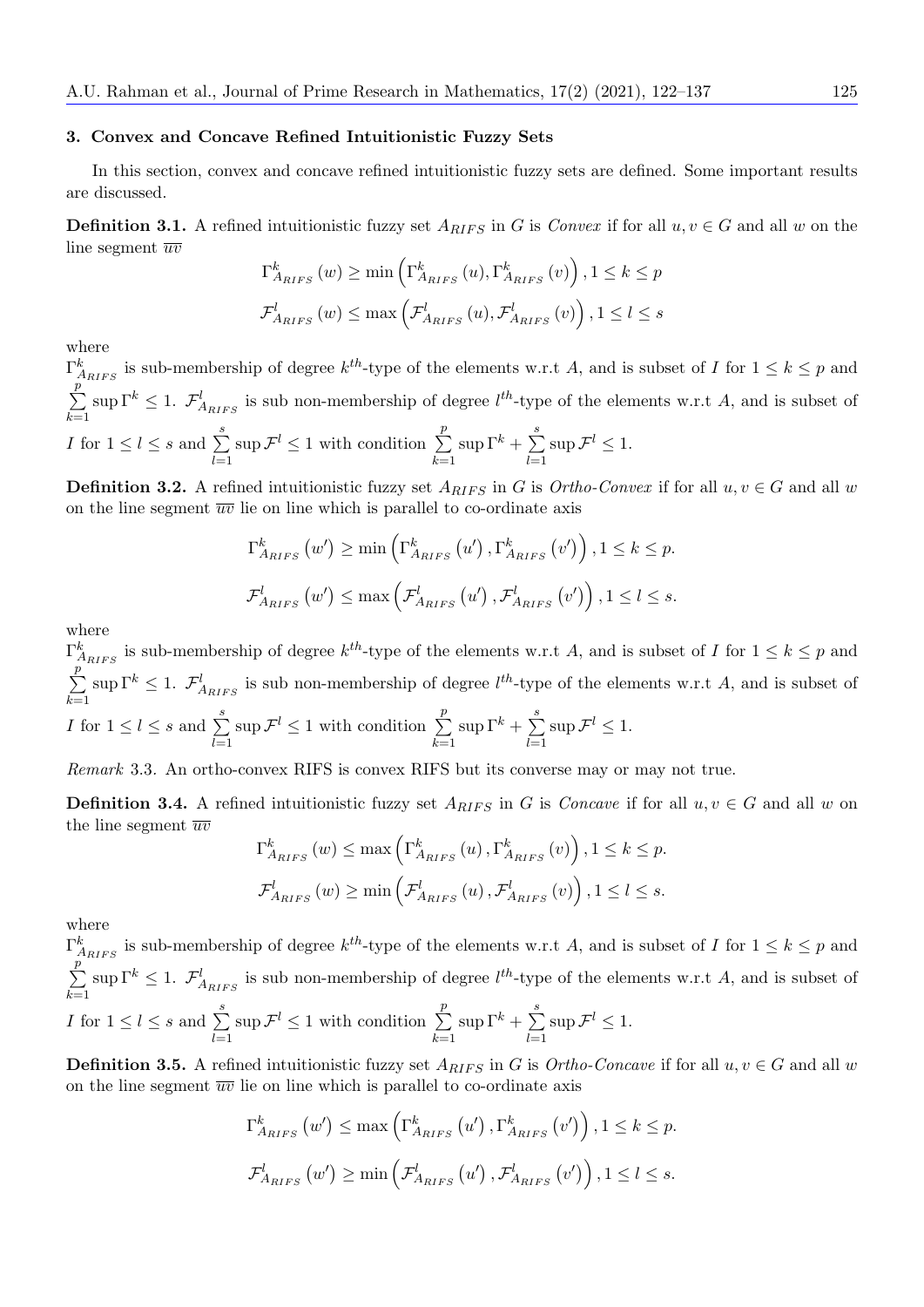### 3. Convex and Concave Refined Intuitionistic Fuzzy Sets

In this section, convex and concave refined intuitionistic fuzzy sets are defined. Some important results are discussed.

**Definition 3.1.** A refined intuitionistic fuzzy set $A_{RIFS}$ in $G$ is *Convex* if for all $u, v \in G$ and all $w$ on the line segment $\overline{uv}$

$$\Gamma^k_{A_{RIFS}}(w) \geq \min\left(\Gamma^k_{A_{RIFS}}(u), \Gamma^k_{A_{RIFS}}(v)\right), 1 \leq k \leq p$$

$$\mathcal{F}^l_{A_{RIFS}}(w) \leq \max\left(\mathcal{F}^l_{A_{RIFS}}(u), \mathcal{F}^l_{A_{RIFS}}(v)\right), 1 \leq l \leq s$$

where
$\Gamma^k_{A_{RIFS}}$ is sub-membership of degree $k^{th}$-type of the elements w.r.t $A$, and is subset of $I$ for $1 \leq k \leq p$ and $\sum\limits_{k=1}^{p} \sup \Gamma^k \leq 1$. $\mathcal{F}^l_{A_{RIFS}}$ is sub non-membership of degree $l^{th}$-type of the elements w.r.t $A$, and is subset of $I$ for $1 \leq l \leq s$ and $\sum\limits_{l=1}^{s} \sup \mathcal{F}^l \leq 1$ with condition $\sum\limits_{k=1}^{p} \sup \Gamma^k + \sum\limits_{l=1}^{s} \sup \mathcal{F}^l \leq 1$.

**Definition 3.2.** A refined intuitionistic fuzzy set $A_{RIFS}$ in $G$ is *Ortho-Convex* if for all $u, v \in G$ and all $w$ on the line segment $\overline{uv}$ lie on line which is parallel to co-ordinate axis

$$\Gamma^k_{A_{RIFS}}(w') \geq \min\left(\Gamma^k_{A_{RIFS}}(u'), \Gamma^k_{A_{RIFS}}(v')\right), 1 \leq k \leq p.$$

$$\mathcal{F}^l_{A_{RIFS}}(w') \leq \max\left(\mathcal{F}^l_{A_{RIFS}}(u'), \mathcal{F}^l_{A_{RIFS}}(v')\right), 1 \leq l \leq s.$$

where
$\Gamma^k_{A_{RIFS}}$ is sub-membership of degree $k^{th}$-type of the elements w.r.t $A$, and is subset of $I$ for $1 \leq k \leq p$ and $\sum\limits_{k=1}^{p} \sup \Gamma^k \leq 1$. $\mathcal{F}^l_{A_{RIFS}}$ is sub non-membership of degree $l^{th}$-type of the elements w.r.t $A$, and is subset of $I$ for $1 \leq l \leq s$ and $\sum\limits_{l=1}^{s} \sup \mathcal{F}^l \leq 1$ with condition $\sum\limits_{k=1}^{p} \sup \Gamma^k + \sum\limits_{l=1}^{s} \sup \mathcal{F}^l \leq 1$.

*Remark* 3.3. An ortho-convex RIFS is convex RIFS but its converse may or may not true.

**Definition 3.4.** A refined intuitionistic fuzzy set $A_{RIFS}$ in $G$ is *Concave* if for all $u, v \in G$ and all $w$ on the line segment $\overline{uv}$

$$\Gamma^k_{A_{RIFS}}(w) \leq \max\left(\Gamma^k_{A_{RIFS}}(u), \Gamma^k_{A_{RIFS}}(v)\right), 1 \leq k \leq p.$$

$$\mathcal{F}^l_{A_{RIFS}}(w) \geq \min\left(\mathcal{F}^l_{A_{RIFS}}(u), \mathcal{F}^l_{A_{RIFS}}(v)\right), 1 \leq l \leq s.$$

where
$\Gamma^k_{A_{RIFS}}$ is sub-membership of degree $k^{th}$-type of the elements w.r.t $A$, and is subset of $I$ for $1 \leq k \leq p$ and $\sum\limits_{k=1}^{p} \sup \Gamma^k \leq 1$. $\mathcal{F}^l_{A_{RIFS}}$ is sub non-membership of degree $l^{th}$-type of the elements w.r.t $A$, and is subset of $I$ for $1 \leq l \leq s$ and $\sum\limits_{l=1}^{s} \sup \mathcal{F}^l \leq 1$ with condition $\sum\limits_{k=1}^{p} \sup \Gamma^k + \sum\limits_{l=1}^{s} \sup \mathcal{F}^l \leq 1$.

**Definition 3.5.** A refined intuitionistic fuzzy set $A_{RIFS}$ in $G$ is *Ortho-Concave* if for all $u, v \in G$ and all $w$ on the line segment $\overline{uv}$ lie on line which is parallel to co-ordinate axis

$$\Gamma^k_{A_{RIFS}}(w') \leq \max\left(\Gamma^k_{A_{RIFS}}(u'), \Gamma^k_{A_{RIFS}}(v')\right), 1 \leq k \leq p.$$

$$\mathcal{F}^l_{A_{RIFS}}(w') \geq \min\left(\mathcal{F}^l_{A_{RIFS}}(u'), \mathcal{F}^l_{A_{RIFS}}(v')\right), 1 \leq l \leq s.$$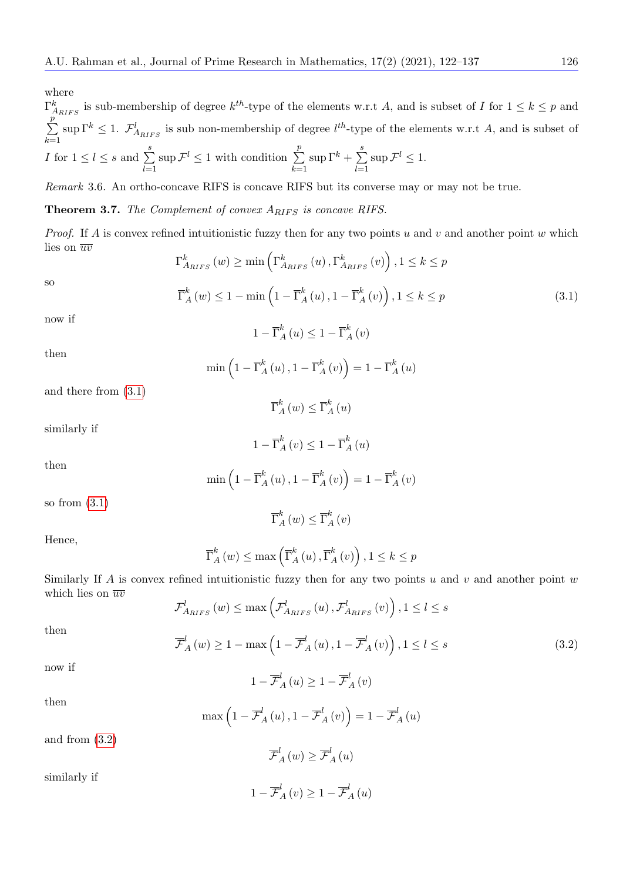where

$\Gamma^k_{A_{RIFS}}$ is sub-membership of degree $k^{th}$-type of the elements w.r.t $A$, and is subset of $I$ for $1 \leq k \leq p$ and $\sum_{k=1}^{p} \sup \Gamma^k \leq 1$. $\mathcal{F}^l_{A_{RIFS}}$ is sub non-membership of degree $l^{th}$-type of the elements w.r.t $A$, and is subset of $I$ for $1 \leq l \leq s$ and $\sum_{l=1}^{s} \sup \mathcal{F}^l \leq 1$ with condition $\sum_{k=1}^{p} \sup \Gamma^k + \sum_{l=1}^{s} \sup \mathcal{F}^l \leq 1$.

*Remark* 3.6. An ortho-concave RIFS is concave RIFS but its converse may or may not be true.

**Theorem 3.7.** *The Complement of convex $A_{RIFS}$ is concave RIFS.*

*Proof.* If $A$ is convex refined intuitionistic fuzzy then for any two points $u$ and $v$ and another point $w$ which lies on $\overline{uv}$

$$\Gamma^k_{A_{RIFS}}(w) \geq \min\left(\Gamma^k_{A_{RIFS}}(u), \Gamma^k_{A_{RIFS}}(v)\right), 1 \leq k \leq p$$

so

$$\overline{\Gamma}^k_A(w) \leq 1 - \min\left(1 - \overline{\Gamma}^k_A(u), 1 - \overline{\Gamma}^k_A(v)\right), 1 \leq k \leq p \tag{3.1}$$

now if

$$1 - \overline{\Gamma}^k_A(u) \leq 1 - \overline{\Gamma}^k_A(v)$$

then

$$\min\left(1 - \overline{\Gamma}^k_A(u), 1 - \overline{\Gamma}^k_A(v)\right) = 1 - \overline{\Gamma}^k_A(u)$$

and there from (3.1)

$$\overline{\Gamma}^k_A(w) \leq \overline{\Gamma}^k_A(u)$$

similarly if

$$1 - \overline{\Gamma}^k_A(v) \leq 1 - \overline{\Gamma}^k_A(u)$$

then

$$\min\left(1 - \overline{\Gamma}^k_A(u), 1 - \overline{\Gamma}^k_A(v)\right) = 1 - \overline{\Gamma}^k_A(v)$$

so from (3.1)

$$\overline{\Gamma}^k_A(w) \leq \overline{\Gamma}^k_A(v)$$

Hence,

$$\overline{\Gamma}^k_A(w) \leq \max\left(\overline{\Gamma}^k_A(u), \overline{\Gamma}^k_A(v)\right), 1 \leq k \leq p$$

Similarly If $A$ is convex refined intuitionistic fuzzy then for any two points $u$ and $v$ and another point $w$ which lies on $\overline{uv}$

$$\mathcal{F}^l_{A_{RIFS}}(w) \leq \max\left(\mathcal{F}^l_{A_{RIFS}}(u), \mathcal{F}^l_{A_{RIFS}}(v)\right), 1 \leq l \leq s$$

then

$$\overline{\mathcal{F}}^l_A(w) \geq 1 - \max\left(1 - \overline{\mathcal{F}}^l_A(u), 1 - \overline{\mathcal{F}}^l_A(v)\right), 1 \leq l \leq s \tag{3.2}$$

now if

$$1 - \overline{\mathcal{F}}^l_A(u) \geq 1 - \overline{\mathcal{F}}^l_A(v)$$

then

$$\max\left(1 - \overline{\mathcal{F}}^l_A(u), 1 - \overline{\mathcal{F}}^l_A(v)\right) = 1 - \overline{\mathcal{F}}^l_A(u)$$

and from (3.2)

$$\overline{\mathcal{F}}^l_A(w) \geq \overline{\mathcal{F}}^l_A(u)$$

similarly if

$$1 - \overline{\mathcal{F}}^l_A(v) \geq 1 - \overline{\mathcal{F}}^l_A(u)$$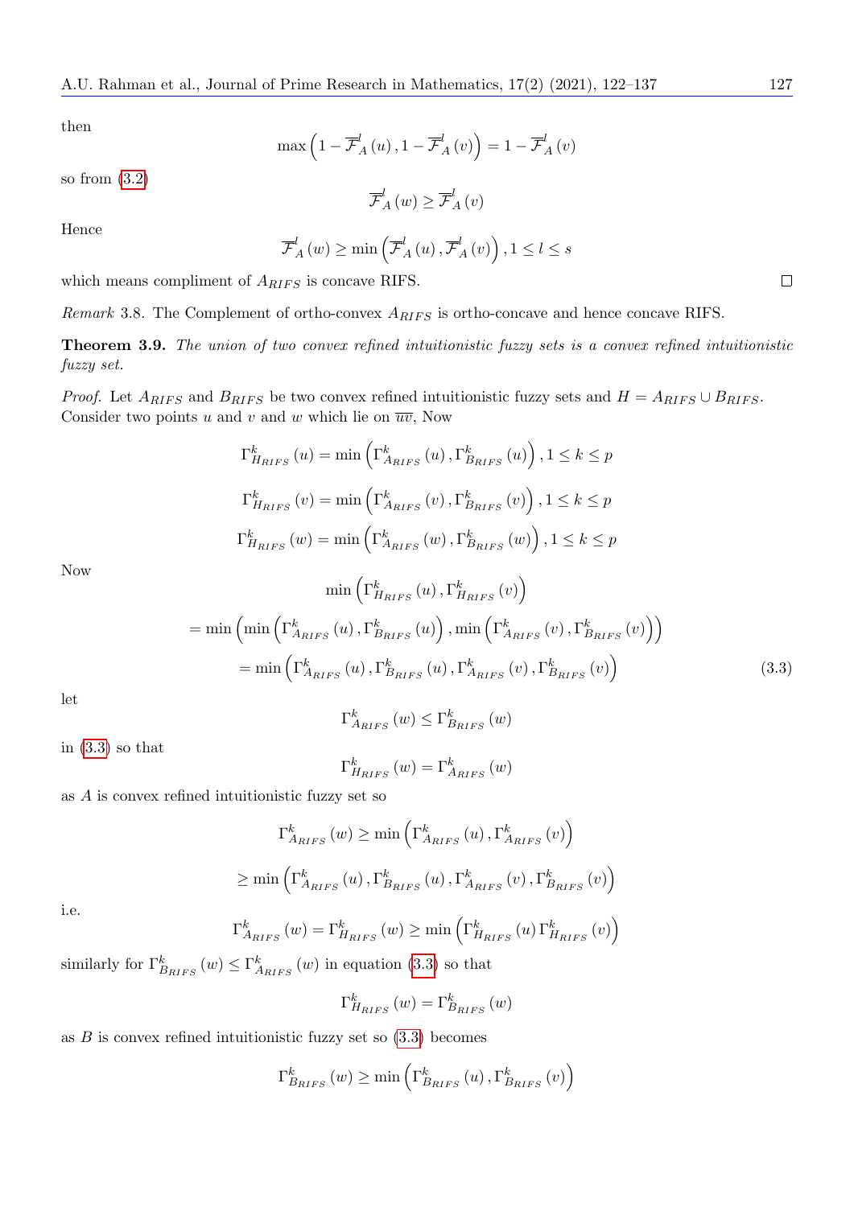then

$$\max\left(1-\overline{\mathcal{F}}_{A}^{l}(u), 1-\overline{\mathcal{F}}_{A}^{l}(v)\right)=1-\overline{\mathcal{F}}_{A}^{l}(v)$$

so from (3.2)

$$\overline{\mathcal{F}}_{A}^{l}(w) \geq \overline{\mathcal{F}}_{A}^{l}(v)$$

Hence

$$\overline{\mathcal{F}}_{A}^{l}(w) \geq \min\left(\overline{\mathcal{F}}_{A}^{l}(u), \overline{\mathcal{F}}_{A}^{l}(v)\right), 1 \leq l \leq s$$

which means compliment of $A_{RIFS}$ is concave RIFS. □

*Remark* 3.8. The Complement of ortho-convex $A_{RIFS}$ is ortho-concave and hence concave RIFS.

**Theorem 3.9.** *The union of two convex refined intuitionistic fuzzy sets is a convex refined intuitionistic fuzzy set.*

*Proof.* Let $A_{RIFS}$ and $B_{RIFS}$ be two convex refined intuitionistic fuzzy sets and $H = A_{RIFS} \cup B_{RIFS}$. Consider two points $u$ and $v$ and $w$ which lie on $\overline{uv}$, Now

$$\Gamma_{H_{RIFS}}^{k}(u)=\min\left(\Gamma_{A_{RIFS}}^{k}(u), \Gamma_{B_{RIFS}}^{k}(u)\right), 1 \leq k \leq p$$

$$\Gamma_{H_{RIFS}}^{k}(v)=\min\left(\Gamma_{A_{RIFS}}^{k}(v), \Gamma_{B_{RIFS}}^{k}(v)\right), 1 \leq k \leq p$$

$$\Gamma_{H_{RIFS}}^{k}(w)=\min\left(\Gamma_{A_{RIFS}}^{k}(w), \Gamma_{B_{RIFS}}^{k}(w)\right), 1 \leq k \leq p$$

Now

$$\min\left(\Gamma_{H_{RIFS}}^{k}(u), \Gamma_{H_{RIFS}}^{k}(v)\right)$$

$$=\min\left(\min\left(\Gamma_{A_{RIFS}}^{k}(u), \Gamma_{B_{RIFS}}^{k}(u)\right), \min\left(\Gamma_{A_{RIFS}}^{k}(v), \Gamma_{B_{RIFS}}^{k}(v)\right)\right)$$

$$=\min\left(\Gamma_{A_{RIFS}}^{k}(u), \Gamma_{B_{RIFS}}^{k}(u), \Gamma_{A_{RIFS}}^{k}(v), \Gamma_{B_{RIFS}}^{k}(v)\right) \tag{3.3}$$

let

$$\Gamma_{A_{RIFS}}^{k}(w) \leq \Gamma_{B_{RIFS}}^{k}(w)$$

in (3.3) so that

$$\Gamma_{H_{RIFS}}^{k}(w)=\Gamma_{A_{RIFS}}^{k}(w)$$

as $A$ is convex refined intuitionistic fuzzy set so

$$\Gamma_{A_{RIFS}}^{k}(w) \geq \min\left(\Gamma_{A_{RIFS}}^{k}(u), \Gamma_{A_{RIFS}}^{k}(v)\right)$$

$$\geq \min\left(\Gamma_{A_{RIFS}}^{k}(u), \Gamma_{B_{RIFS}}^{k}(u), \Gamma_{A_{RIFS}}^{k}(v), \Gamma_{B_{RIFS}}^{k}(v)\right)$$

i.e.

$$\Gamma_{A_{RIFS}}^{k}(w)=\Gamma_{H_{RIFS}}^{k}(w) \geq \min\left(\Gamma_{H_{RIFS}}^{k}(u) \Gamma_{H_{RIFS}}^{k}(v)\right)$$

similarly for $\Gamma_{B_{RIFS}}^{k}(w) \leq \Gamma_{A_{RIFS}}^{k}(w)$ in equation (3.3) so that

$$\Gamma_{H_{RIFS}}^{k}(w)=\Gamma_{B_{RIFS}}^{k}(w)$$

as $B$ is convex refined intuitionistic fuzzy set so (3.3) becomes

$$\Gamma_{B_{RIFS}}^{k}(w) \geq \min\left(\Gamma_{B_{RIFS}}^{k}(u), \Gamma_{B_{RIFS}}^{k}(v)\right)$$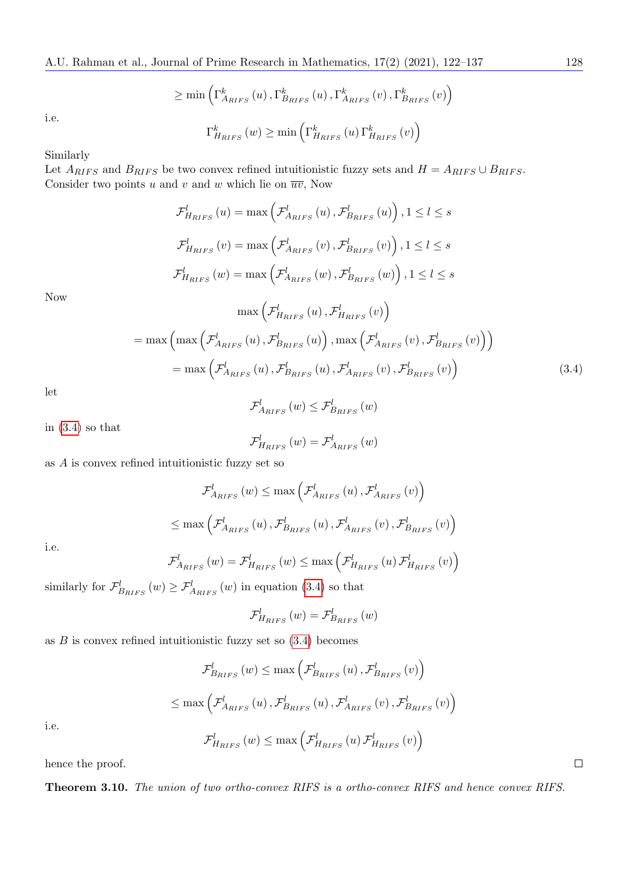$$\geq \min\left(\Gamma^k_{A_{RIFS}}(u), \Gamma^k_{B_{RIFS}}(u), \Gamma^k_{A_{RIFS}}(v), \Gamma^k_{B_{RIFS}}(v)\right)$$

i.e.

$$\Gamma^k_{H_{RIFS}}(w) \geq \min\left(\Gamma^k_{H_{RIFS}}(u)\, \Gamma^k_{H_{RIFS}}(v)\right)$$

Similarly
Let $A_{RIFS}$ and $B_{RIFS}$ be two convex refined intuitionistic fuzzy sets and $H = A_{RIFS} \cup B_{RIFS}$. Consider two points $u$ and $v$ and $w$ which lie on $\overline{uv}$, Now

$$\mathcal{F}^l_{H_{RIFS}}(u) = \max\left(\mathcal{F}^l_{A_{RIFS}}(u), \mathcal{F}^l_{B_{RIFS}}(u)\right), 1 \leq l \leq s$$

$$\mathcal{F}^l_{H_{RIFS}}(v) = \max\left(\mathcal{F}^l_{A_{RIFS}}(v), \mathcal{F}^l_{B_{RIFS}}(v)\right), 1 \leq l \leq s$$

$$\mathcal{F}^l_{H_{RIFS}}(w) = \max\left(\mathcal{F}^l_{A_{RIFS}}(w), \mathcal{F}^l_{B_{RIFS}}(w)\right), 1 \leq l \leq s$$

Now

$$\max\left(\mathcal{F}^l_{H_{RIFS}}(u), \mathcal{F}^l_{H_{RIFS}}(v)\right)$$

$$= \max\left(\max\left(\mathcal{F}^l_{A_{RIFS}}(u), \mathcal{F}^l_{B_{RIFS}}(u)\right), \max\left(\mathcal{F}^l_{A_{RIFS}}(v), \mathcal{F}^l_{B_{RIFS}}(v)\right)\right)$$

$$= \max\left(\mathcal{F}^l_{A_{RIFS}}(u), \mathcal{F}^l_{B_{RIFS}}(u), \mathcal{F}^l_{A_{RIFS}}(v), \mathcal{F}^l_{B_{RIFS}}(v)\right) \tag{3.4}$$

let

$$\mathcal{F}^l_{A_{RIFS}}(w) \leq \mathcal{F}^l_{B_{RIFS}}(w)$$

in (3.4) so that

$$\mathcal{F}^l_{H_{RIFS}}(w) = \mathcal{F}^l_{A_{RIFS}}(w)$$

as $A$ is convex refined intuitionistic fuzzy set so

$$\mathcal{F}^l_{A_{RIFS}}(w) \leq \max\left(\mathcal{F}^l_{A_{RIFS}}(u), \mathcal{F}^l_{A_{RIFS}}(v)\right)$$

$$\leq \max\left(\mathcal{F}^l_{A_{RIFS}}(u), \mathcal{F}^l_{B_{RIFS}}(u), \mathcal{F}^l_{A_{RIFS}}(v), \mathcal{F}^l_{B_{RIFS}}(v)\right)$$

i.e.

$$\mathcal{F}^l_{A_{RIFS}}(w) = \mathcal{F}^l_{H_{RIFS}}(w) \leq \max\left(\mathcal{F}^l_{H_{RIFS}}(u)\, \mathcal{F}^l_{H_{RIFS}}(v)\right)$$

similarly for $\mathcal{F}^l_{B_{RIFS}}(w) \geq \mathcal{F}^l_{A_{RIFS}}(w)$ in equation (3.4) so that

$$\mathcal{F}^l_{H_{RIFS}}(w) = \mathcal{F}^l_{B_{RIFS}}(w)$$

as $B$ is convex refined intuitionistic fuzzy set so (3.4) becomes

$$\mathcal{F}^l_{B_{RIFS}}(w) \leq \max\left(\mathcal{F}^l_{B_{RIFS}}(u), \mathcal{F}^l_{B_{RIFS}}(v)\right)$$

$$\leq \max\left(\mathcal{F}^l_{A_{RIFS}}(u), \mathcal{F}^l_{B_{RIFS}}(u), \mathcal{F}^l_{A_{RIFS}}(v), \mathcal{F}^l_{B_{RIFS}}(v)\right)$$

i.e.

$$\mathcal{F}^l_{H_{RIFS}}(w) \leq \max\left(\mathcal{F}^l_{H_{RIFS}}(u)\, \mathcal{F}^l_{H_{RIFS}}(v)\right)$$

hence the proof. □

**Theorem 3.10.** *The union of two ortho-convex RIFS is a ortho-convex RIFS and hence convex RIFS.*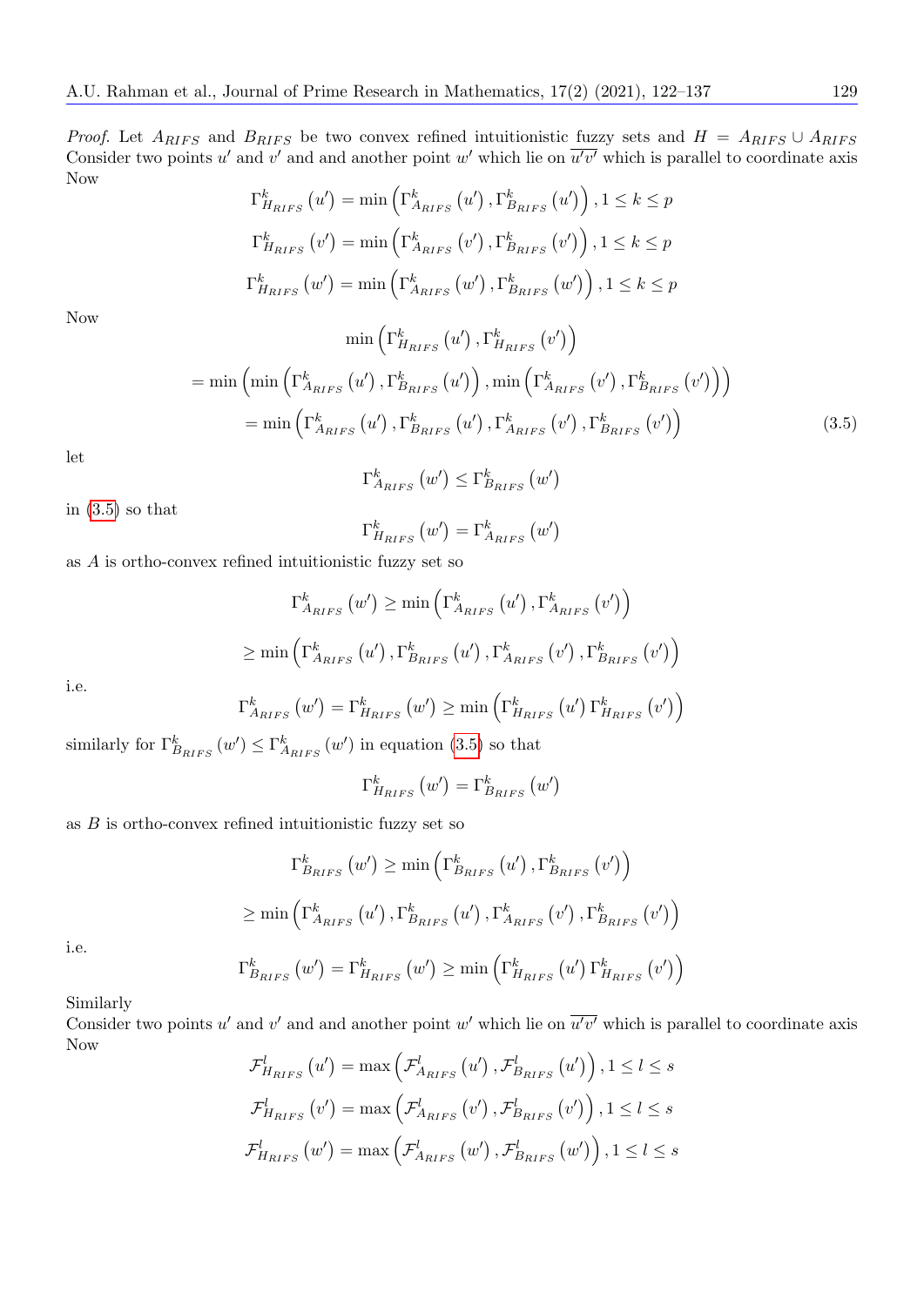*Proof.* Let $A_{RIFS}$ and $B_{RIFS}$ be two convex refined intuitionistic fuzzy sets and $H = A_{RIFS} \cup A_{RIFS}$ Consider two points $u'$ and $v'$ and and another point $w'$ which lie on $\overline{u'v'}$ which is parallel to coordinate axis Now

$$\Gamma^k_{H_{RIFS}}(u') = \min\left(\Gamma^k_{A_{RIFS}}(u'), \Gamma^k_{B_{RIFS}}(u')\right), 1 \leq k \leq p$$

$$\Gamma^k_{H_{RIFS}}(v') = \min\left(\Gamma^k_{A_{RIFS}}(v'), \Gamma^k_{B_{RIFS}}(v')\right), 1 \leq k \leq p$$

$$\Gamma^k_{H_{RIFS}}(w') = \min\left(\Gamma^k_{A_{RIFS}}(w'), \Gamma^k_{B_{RIFS}}(w')\right), 1 \leq k \leq p$$

Now

$$\min\left(\Gamma^k_{H_{RIFS}}(u'), \Gamma^k_{H_{RIFS}}(v')\right)$$

$$= \min\left(\min\left(\Gamma^k_{A_{RIFS}}(u'), \Gamma^k_{B_{RIFS}}(u')\right), \min\left(\Gamma^k_{A_{RIFS}}(v'), \Gamma^k_{B_{RIFS}}(v')\right)\right)$$

$$= \min\left(\Gamma^k_{A_{RIFS}}(u'), \Gamma^k_{B_{RIFS}}(u'), \Gamma^k_{A_{RIFS}}(v'), \Gamma^k_{B_{RIFS}}(v')\right) \tag{3.5}$$

let

$$\Gamma^k_{A_{RIFS}}(w') \leq \Gamma^k_{B_{RIFS}}(w')$$

in (3.5) so that

$$\Gamma^k_{H_{RIFS}}(w') = \Gamma^k_{A_{RIFS}}(w')$$

as $A$ is ortho-convex refined intuitionistic fuzzy set so

$$\Gamma^k_{A_{RIFS}}(w') \geq \min\left(\Gamma^k_{A_{RIFS}}(u'), \Gamma^k_{A_{RIFS}}(v')\right)$$

$$\geq \min\left(\Gamma^k_{A_{RIFS}}(u'), \Gamma^k_{B_{RIFS}}(u'), \Gamma^k_{A_{RIFS}}(v'), \Gamma^k_{B_{RIFS}}(v')\right)$$

i.e.

$$\Gamma^k_{A_{RIFS}}(w') = \Gamma^k_{H_{RIFS}}(w') \geq \min\left(\Gamma^k_{H_{RIFS}}(u')\, \Gamma^k_{H_{RIFS}}(v')\right)$$

similarly for $\Gamma^k_{B_{RIFS}}(w') \leq \Gamma^k_{A_{RIFS}}(w')$ in equation (3.5) so that

$$\Gamma^k_{H_{RIFS}}(w') = \Gamma^k_{B_{RIFS}}(w')$$

as $B$ is ortho-convex refined intuitionistic fuzzy set so

$$\Gamma^k_{B_{RIFS}}(w') \geq \min\left(\Gamma^k_{B_{RIFS}}(u'), \Gamma^k_{B_{RIFS}}(v')\right)$$

$$\geq \min\left(\Gamma^k_{A_{RIFS}}(u'), \Gamma^k_{B_{RIFS}}(u'), \Gamma^k_{A_{RIFS}}(v'), \Gamma^k_{B_{RIFS}}(v')\right)$$

i.e.

$$\Gamma^k_{B_{RIFS}}(w') = \Gamma^k_{H_{RIFS}}(w') \geq \min\left(\Gamma^k_{H_{RIFS}}(u')\, \Gamma^k_{H_{RIFS}}(v')\right)$$

Similarly
Consider two points $u'$ and $v'$ and and another point $w'$ which lie on $\overline{u'v'}$ which is parallel to coordinate axis Now

$$\mathcal{F}^l_{H_{RIFS}}(u') = \max\left(\mathcal{F}^l_{A_{RIFS}}(u'), \mathcal{F}^l_{B_{RIFS}}(u')\right), 1 \leq l \leq s$$

$$\mathcal{F}^l_{H_{RIFS}}(v') = \max\left(\mathcal{F}^l_{A_{RIFS}}(v'), \mathcal{F}^l_{B_{RIFS}}(v')\right), 1 \leq l \leq s$$

$$\mathcal{F}^l_{H_{RIFS}}(w') = \max\left(\mathcal{F}^l_{A_{RIFS}}(w'), \mathcal{F}^l_{B_{RIFS}}(w')\right), 1 \leq l \leq s$$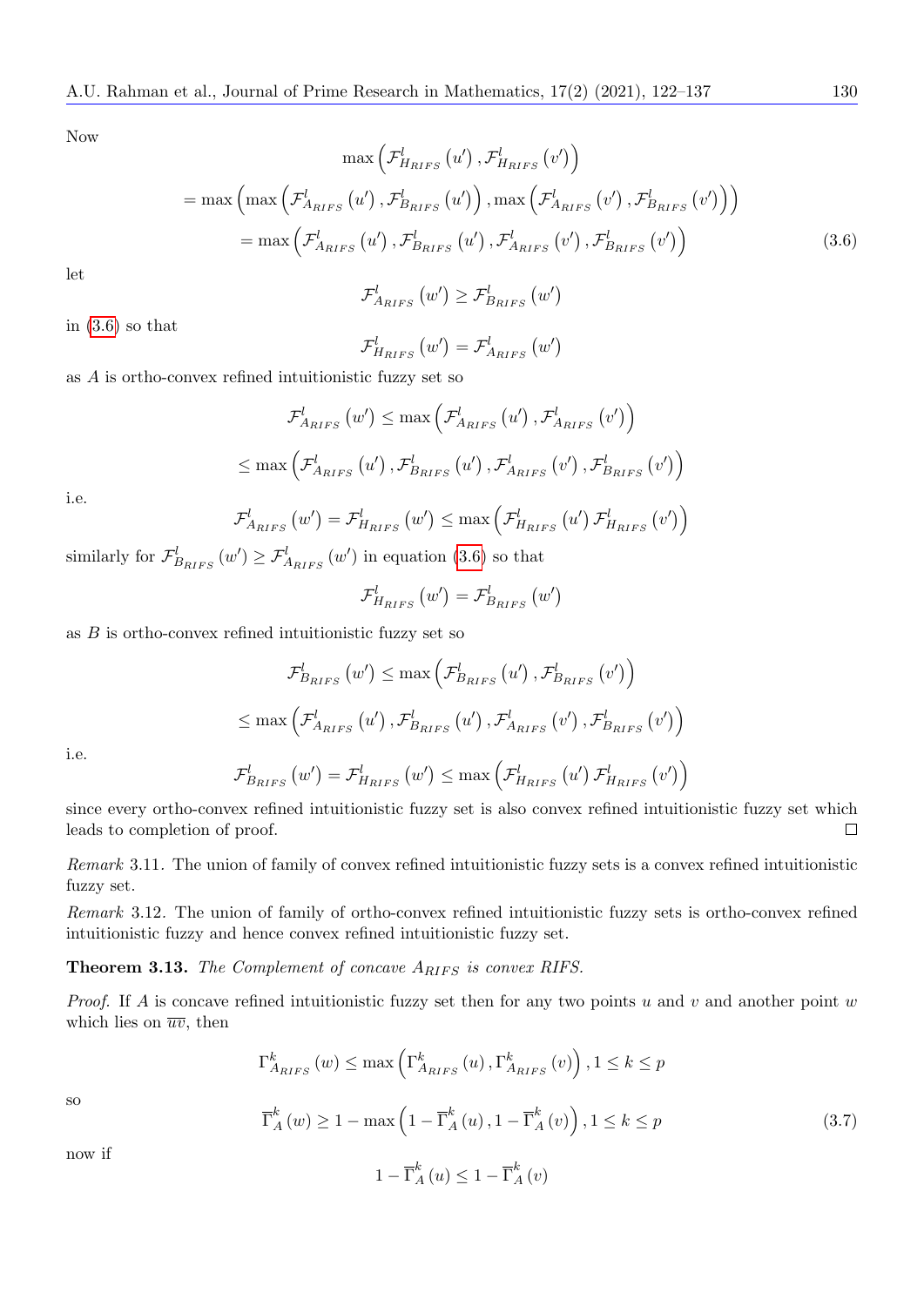Now

$$\max\left(\mathcal{F}^{l}_{H_{RIFS}}(u'), \mathcal{F}^{l}_{H_{RIFS}}(v')\right)$$

$$= \max\left(\max\left(\mathcal{F}^{l}_{A_{RIFS}}(u'), \mathcal{F}^{l}_{B_{RIFS}}(u')\right), \max\left(\mathcal{F}^{l}_{A_{RIFS}}(v'), \mathcal{F}^{l}_{B_{RIFS}}(v')\right)\right)$$

$$= \max\left(\mathcal{F}^{l}_{A_{RIFS}}(u'), \mathcal{F}^{l}_{B_{RIFS}}(u'), \mathcal{F}^{l}_{A_{RIFS}}(v'), \mathcal{F}^{l}_{B_{RIFS}}(v')\right) \tag{3.6}$$

let

$$\mathcal{F}^{l}_{A_{RIFS}}(w') \geq \mathcal{F}^{l}_{B_{RIFS}}(w')$$

in (3.6) so that

$$\mathcal{F}^{l}_{H_{RIFS}}(w') = \mathcal{F}^{l}_{A_{RIFS}}(w')$$

as $A$ is ortho-convex refined intuitionistic fuzzy set so

$$\mathcal{F}^{l}_{A_{RIFS}}(w') \leq \max\left(\mathcal{F}^{l}_{A_{RIFS}}(u'), \mathcal{F}^{l}_{A_{RIFS}}(v')\right)$$

$$\leq \max\left(\mathcal{F}^{l}_{A_{RIFS}}(u'), \mathcal{F}^{l}_{B_{RIFS}}(u'), \mathcal{F}^{l}_{A_{RIFS}}(v'), \mathcal{F}^{l}_{B_{RIFS}}(v')\right)$$

i.e.

$$\mathcal{F}^{l}_{A_{RIFS}}(w') = \mathcal{F}^{l}_{H_{RIFS}}(w') \leq \max\left(\mathcal{F}^{l}_{H_{RIFS}}(u')\, \mathcal{F}^{l}_{H_{RIFS}}(v')\right)$$

similarly for $\mathcal{F}^{l}_{B_{RIFS}}(w') \geq \mathcal{F}^{l}_{A_{RIFS}}(w')$ in equation (3.6) so that

$$\mathcal{F}^{l}_{H_{RIFS}}(w') = \mathcal{F}^{l}_{B_{RIFS}}(w')$$

as $B$ is ortho-convex refined intuitionistic fuzzy set so

$$\mathcal{F}^{l}_{B_{RIFS}}(w') \leq \max\left(\mathcal{F}^{l}_{B_{RIFS}}(u'), \mathcal{F}^{l}_{B_{RIFS}}(v')\right)$$

$$\leq \max\left(\mathcal{F}^{l}_{A_{RIFS}}(u'), \mathcal{F}^{l}_{B_{RIFS}}(u'), \mathcal{F}^{l}_{A_{RIFS}}(v'), \mathcal{F}^{l}_{B_{RIFS}}(v')\right)$$

i.e.

$$\mathcal{F}^{l}_{B_{RIFS}}(w') = \mathcal{F}^{l}_{H_{RIFS}}(w') \leq \max\left(\mathcal{F}^{l}_{H_{RIFS}}(u')\, \mathcal{F}^{l}_{H_{RIFS}}(v')\right)$$

since every ortho-convex refined intuitionistic fuzzy set is also convex refined intuitionistic fuzzy set which leads to completion of proof. □

*Remark* 3.11. The union of family of convex refined intuitionistic fuzzy sets is a convex refined intuitionistic fuzzy set.

*Remark* 3.12. The union of family of ortho-convex refined intuitionistic fuzzy sets is ortho-convex refined intuitionistic fuzzy and hence convex refined intuitionistic fuzzy set.

**Theorem 3.13.** *The Complement of concave $A_{RIFS}$ is convex RIFS.*

*Proof.* If $A$ is concave refined intuitionistic fuzzy set then for any two points $u$ and $v$ and another point $w$ which lies on $\overline{uv}$, then

$$\Gamma^{k}_{A_{RIFS}}(w) \leq \max\left(\Gamma^{k}_{A_{RIFS}}(u), \Gamma^{k}_{A_{RIFS}}(v)\right), 1 \leq k \leq p$$

so

$$\overline{\Gamma}^{k}_{A}(w) \geq 1 - \max\left(1 - \overline{\Gamma}^{k}_{A}(u), 1 - \overline{\Gamma}^{k}_{A}(v)\right), 1 \leq k \leq p \tag{3.7}$$

now if

$$1 - \overline{\Gamma}^{k}_{A}(u) \leq 1 - \overline{\Gamma}^{k}_{A}(v)$$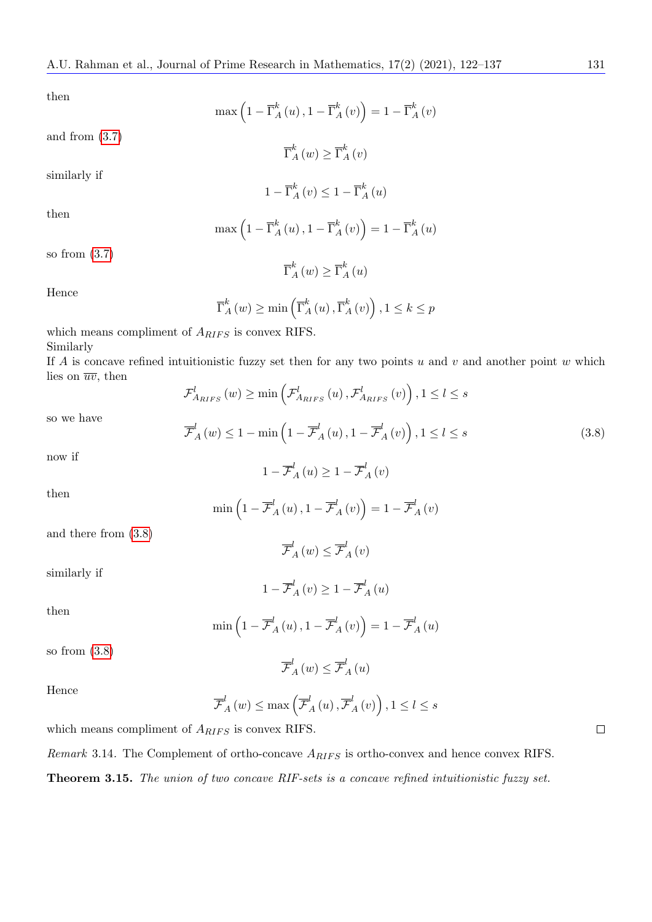then

$$\max\left(1-\overline{\Gamma}_A^k(u),1-\overline{\Gamma}_A^k(v)\right)=1-\overline{\Gamma}_A^k(v)$$

and from (3.7)

$$\overline{\Gamma}_A^k(w)\geq\overline{\Gamma}_A^k(v)$$

similarly if

$$1-\overline{\Gamma}_A^k(v)\leq 1-\overline{\Gamma}_A^k(u)$$

then

$$\max\left(1-\overline{\Gamma}_A^k(u),1-\overline{\Gamma}_A^k(v)\right)=1-\overline{\Gamma}_A^k(u)$$

so from (3.7)

$$\overline{\Gamma}_A^k(w)\geq\overline{\Gamma}_A^k(u)$$

Hence

$$\overline{\Gamma}_A^k(w)\geq\min\left(\overline{\Gamma}_A^k(u),\overline{\Gamma}_A^k(v)\right),1\leq k\leq p$$

which means compliment of $A_{RIFS}$ is convex RIFS.
Similarly
If $A$ is concave refined intuitionistic fuzzy set then for any two points $u$ and $v$ and another point $w$ which lies on $\overline{uv}$, then

$$\mathcal{F}_{A_{RIFS}}^l(w)\geq\min\left(\mathcal{F}_{A_{RIFS}}^l(u),\mathcal{F}_{A_{RIFS}}^l(v)\right),1\leq l\leq s$$

so we have

$$\overline{\mathcal{F}}_A^l(w)\leq 1-\min\left(1-\overline{\mathcal{F}}_A^l(u),1-\overline{\mathcal{F}}_A^l(v)\right),1\leq l\leq s \tag{3.8}$$

now if

$$1-\overline{\mathcal{F}}_A^l(u)\geq 1-\overline{\mathcal{F}}_A^l(v)$$

then

$$\min\left(1-\overline{\mathcal{F}}_A^l(u),1-\overline{\mathcal{F}}_A^l(v)\right)=1-\overline{\mathcal{F}}_A^l(v)$$

and there from (3.8)

$$\overline{\mathcal{F}}_A^l(w)\leq\overline{\mathcal{F}}_A^l(v)$$

similarly if

$$1-\overline{\mathcal{F}}_A^l(v)\geq 1-\overline{\mathcal{F}}_A^l(u)$$

then

$$\min\left(1-\overline{\mathcal{F}}_A^l(u),1-\overline{\mathcal{F}}_A^l(v)\right)=1-\overline{\mathcal{F}}_A^l(u)$$

so from (3.8)

$$\overline{\mathcal{F}}_A^l(w)\leq\overline{\mathcal{F}}_A^l(u)$$

Hence

$$\overline{\mathcal{F}}_A^l(w)\leq\max\left(\overline{\mathcal{F}}_A^l(u),\overline{\mathcal{F}}_A^l(v)\right),1\leq l\leq s$$

which means compliment of $A_{RIFS}$ is convex RIFS. □

*Remark* 3.14. The Complement of ortho-concave $A_{RIFS}$ is ortho-convex and hence convex RIFS.

**Theorem 3.15.** *The union of two concave RIF-sets is a concave refined intuitionistic fuzzy set.*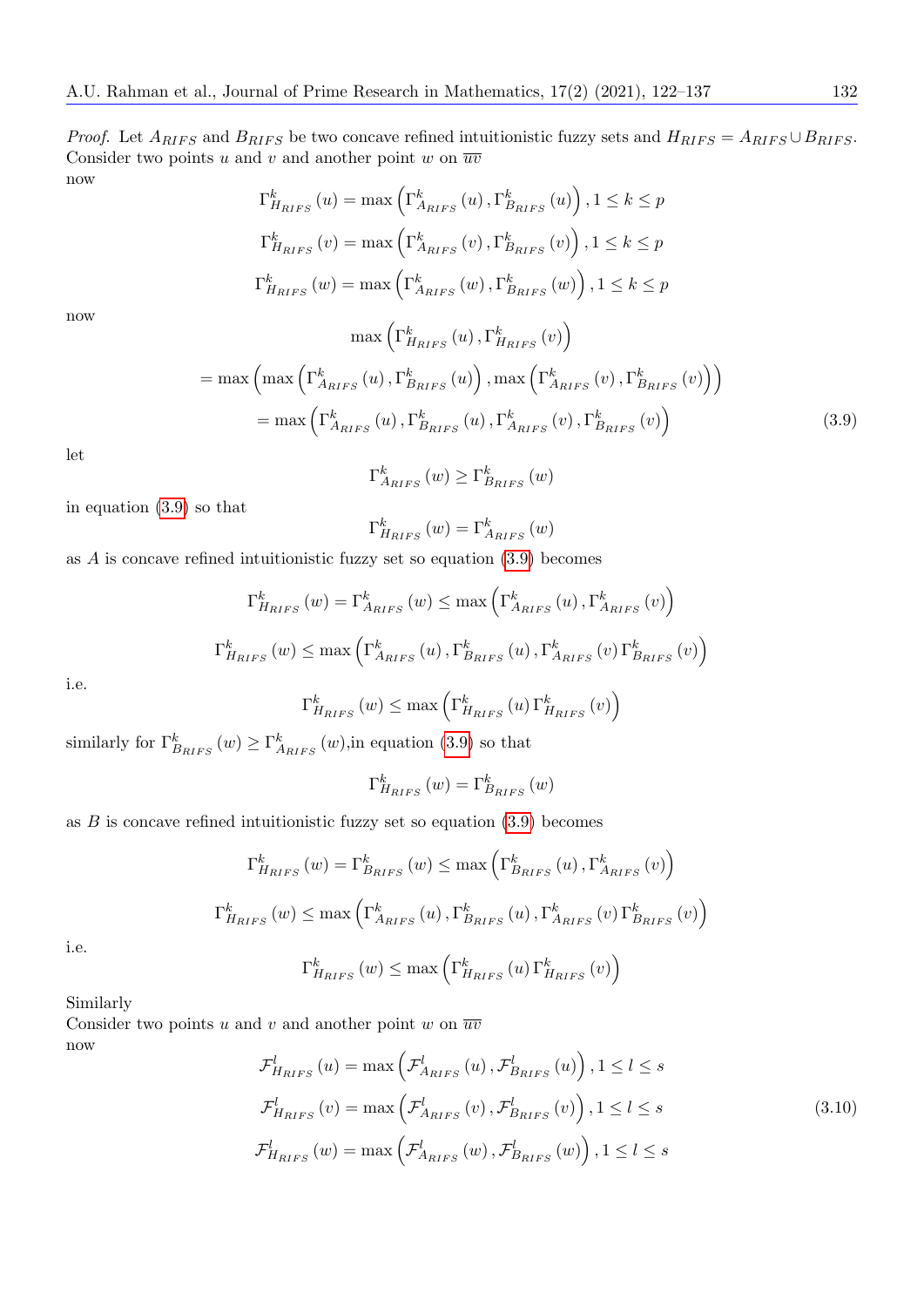*Proof.* Let $A_{RIFS}$ and $B_{RIFS}$ be two concave refined intuitionistic fuzzy sets and $H_{RIFS} = A_{RIFS} \cup B_{RIFS}$. Consider two points $u$ and $v$ and another point $w$ on $\overline{uv}$
now

$$\Gamma^k_{H_{RIFS}}(u) = \max\left(\Gamma^k_{A_{RIFS}}(u), \Gamma^k_{B_{RIFS}}(u)\right), 1 \leq k \leq p$$

$$\Gamma^k_{H_{RIFS}}(v) = \max\left(\Gamma^k_{A_{RIFS}}(v), \Gamma^k_{B_{RIFS}}(v)\right), 1 \leq k \leq p$$

$$\Gamma^k_{H_{RIFS}}(w) = \max\left(\Gamma^k_{A_{RIFS}}(w), \Gamma^k_{B_{RIFS}}(w)\right), 1 \leq k \leq p$$

now

$$\max\left(\Gamma^k_{H_{RIFS}}(u), \Gamma^k_{H_{RIFS}}(v)\right)$$

$$= \max\left(\max\left(\Gamma^k_{A_{RIFS}}(u), \Gamma^k_{B_{RIFS}}(u)\right), \max\left(\Gamma^k_{A_{RIFS}}(v), \Gamma^k_{B_{RIFS}}(v)\right)\right)$$

$$= \max\left(\Gamma^k_{A_{RIFS}}(u), \Gamma^k_{B_{RIFS}}(u), \Gamma^k_{A_{RIFS}}(v), \Gamma^k_{B_{RIFS}}(v)\right) \tag{3.9}$$

let

$$\Gamma^k_{A_{RIFS}}(w) \geq \Gamma^k_{B_{RIFS}}(w)$$

in equation (3.9) so that

$$\Gamma^k_{H_{RIFS}}(w) = \Gamma^k_{A_{RIFS}}(w)$$

as $A$ is concave refined intuitionistic fuzzy set so equation (3.9) becomes

$$\Gamma^k_{H_{RIFS}}(w) = \Gamma^k_{A_{RIFS}}(w) \leq \max\left(\Gamma^k_{A_{RIFS}}(u), \Gamma^k_{A_{RIFS}}(v)\right)$$

$$\Gamma^k_{H_{RIFS}}(w) \leq \max\left(\Gamma^k_{A_{RIFS}}(u), \Gamma^k_{B_{RIFS}}(u), \Gamma^k_{A_{RIFS}}(v)\Gamma^k_{B_{RIFS}}(v)\right)$$

i.e.

$$\Gamma^k_{H_{RIFS}}(w) \leq \max\left(\Gamma^k_{H_{RIFS}}(u)\Gamma^k_{H_{RIFS}}(v)\right)$$

similarly for $\Gamma^k_{B_{RIFS}}(w) \geq \Gamma^k_{A_{RIFS}}(w)$,in equation (3.9) so that

$$\Gamma^k_{H_{RIFS}}(w) = \Gamma^k_{B_{RIFS}}(w)$$

as $B$ is concave refined intuitionistic fuzzy set so equation (3.9) becomes

$$\Gamma^k_{H_{RIFS}}(w) = \Gamma^k_{B_{RIFS}}(w) \leq \max\left(\Gamma^k_{B_{RIFS}}(u), \Gamma^k_{A_{RIFS}}(v)\right)$$

$$\Gamma^k_{H_{RIFS}}(w) \leq \max\left(\Gamma^k_{A_{RIFS}}(u), \Gamma^k_{B_{RIFS}}(u), \Gamma^k_{A_{RIFS}}(v)\Gamma^k_{B_{RIFS}}(v)\right)$$

i.e.

$$\Gamma^k_{H_{RIFS}}(w) \leq \max\left(\Gamma^k_{H_{RIFS}}(u)\Gamma^k_{H_{RIFS}}(v)\right)$$

Similarly
Consider two points $u$ and $v$ and another point $w$ on $\overline{uv}$
now

$$\mathcal{F}^l_{H_{RIFS}}(u) = \max\left(\mathcal{F}^l_{A_{RIFS}}(u), \mathcal{F}^l_{B_{RIFS}}(u)\right), 1 \leq l \leq s$$

$$\mathcal{F}^l_{H_{RIFS}}(v) = \max\left(\mathcal{F}^l_{A_{RIFS}}(v), \mathcal{F}^l_{B_{RIFS}}(v)\right), 1 \leq l \leq s \tag{3.10}$$

$$\mathcal{F}^l_{H_{RIFS}}(w) = \max\left(\mathcal{F}^l_{A_{RIFS}}(w), \mathcal{F}^l_{B_{RIFS}}(w)\right), 1 \leq l \leq s$$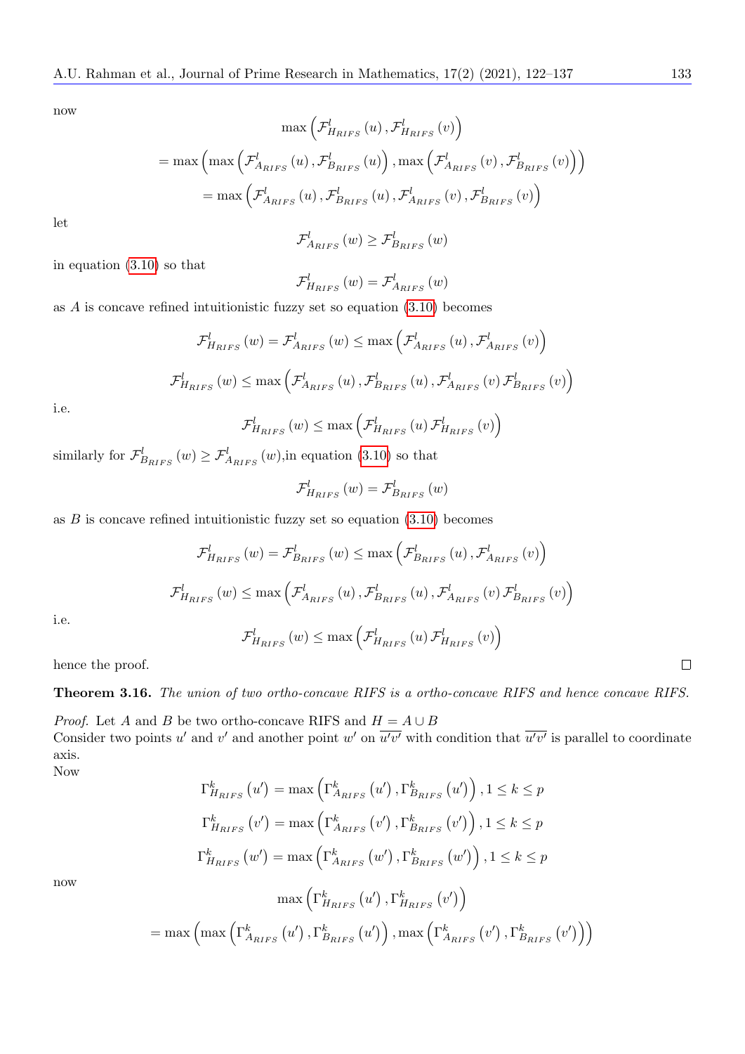now

$$\max\left(\mathcal{F}^{l}_{H_{RIFS}}(u),\mathcal{F}^{l}_{H_{RIFS}}(v)\right)$$

$$=\max\left(\max\left(\mathcal{F}^{l}_{A_{RIFS}}(u),\mathcal{F}^{l}_{B_{RIFS}}(u)\right),\max\left(\mathcal{F}^{l}_{A_{RIFS}}(v),\mathcal{F}^{l}_{B_{RIFS}}(v)\right)\right)$$

$$=\max\left(\mathcal{F}^{l}_{A_{RIFS}}(u),\mathcal{F}^{l}_{B_{RIFS}}(u),\mathcal{F}^{l}_{A_{RIFS}}(v),\mathcal{F}^{l}_{B_{RIFS}}(v)\right)$$

let

$$\mathcal{F}^{l}_{A_{RIFS}}(w)\geq\mathcal{F}^{l}_{B_{RIFS}}(w)$$

in equation (3.10) so that

$$\mathcal{F}^{l}_{H_{RIFS}}(w)=\mathcal{F}^{l}_{A_{RIFS}}(w)$$

as $A$ is concave refined intuitionistic fuzzy set so equation (3.10) becomes

$$\mathcal{F}^{l}_{H_{RIFS}}(w)=\mathcal{F}^{l}_{A_{RIFS}}(w)\leq\max\left(\mathcal{F}^{l}_{A_{RIFS}}(u),\mathcal{F}^{l}_{A_{RIFS}}(v)\right)$$

$$\mathcal{F}^{l}_{H_{RIFS}}(w)\leq\max\left(\mathcal{F}^{l}_{A_{RIFS}}(u),\mathcal{F}^{l}_{B_{RIFS}}(u),\mathcal{F}^{l}_{A_{RIFS}}(v)\,\mathcal{F}^{l}_{B_{RIFS}}(v)\right)$$

i.e.

$$\mathcal{F}^{l}_{H_{RIFS}}(w)\leq\max\left(\mathcal{F}^{l}_{H_{RIFS}}(u)\,\mathcal{F}^{l}_{H_{RIFS}}(v)\right)$$

similarly for $\mathcal{F}^{l}_{B_{RIFS}}(w)\geq\mathcal{F}^{l}_{A_{RIFS}}(w)$,in equation (3.10) so that

$$\mathcal{F}^{l}_{H_{RIFS}}(w)=\mathcal{F}^{l}_{B_{RIFS}}(w)$$

as $B$ is concave refined intuitionistic fuzzy set so equation (3.10) becomes

$$\mathcal{F}^{l}_{H_{RIFS}}(w)=\mathcal{F}^{l}_{B_{RIFS}}(w)\leq\max\left(\mathcal{F}^{l}_{B_{RIFS}}(u),\mathcal{F}^{l}_{A_{RIFS}}(v)\right)$$

$$\mathcal{F}^{l}_{H_{RIFS}}(w)\leq\max\left(\mathcal{F}^{l}_{A_{RIFS}}(u),\mathcal{F}^{l}_{B_{RIFS}}(u),\mathcal{F}^{l}_{A_{RIFS}}(v)\,\mathcal{F}^{l}_{B_{RIFS}}(v)\right)$$

i.e.

$$\mathcal{F}^{l}_{H_{RIFS}}(w)\leq\max\left(\mathcal{F}^{l}_{H_{RIFS}}(u)\,\mathcal{F}^{l}_{H_{RIFS}}(v)\right)$$

hence the proof. □

**Theorem 3.16.** *The union of two ortho-concave RIFS is a ortho-concave RIFS and hence concave RIFS.*

*Proof.* Let $A$ and $B$ be two ortho-concave RIFS and $H=A\cup B$
Consider two points $u'$ and $v'$ and another point $w'$ on $\overline{u'v'}$ with condition that $\overline{u'v'}$ is parallel to coordinate axis.
Now

$$\Gamma^{k}_{H_{RIFS}}(u')=\max\left(\Gamma^{k}_{A_{RIFS}}(u'),\Gamma^{k}_{B_{RIFS}}(u')\right),1\leq k\leq p$$

$$\Gamma^{k}_{H_{RIFS}}(v')=\max\left(\Gamma^{k}_{A_{RIFS}}(v'),\Gamma^{k}_{B_{RIFS}}(v')\right),1\leq k\leq p$$

$$\Gamma^{k}_{H_{RIFS}}(w')=\max\left(\Gamma^{k}_{A_{RIFS}}(w'),\Gamma^{k}_{B_{RIFS}}(w')\right),1\leq k\leq p$$

now

$$\max\left(\Gamma^{k}_{H_{RIFS}}(u'),\Gamma^{k}_{H_{RIFS}}(v')\right)$$

$$=\max\left(\max\left(\Gamma^{k}_{A_{RIFS}}(u'),\Gamma^{k}_{B_{RIFS}}(u')\right),\max\left(\Gamma^{k}_{A_{RIFS}}(v'),\Gamma^{k}_{B_{RIFS}}(v')\right)\right)$$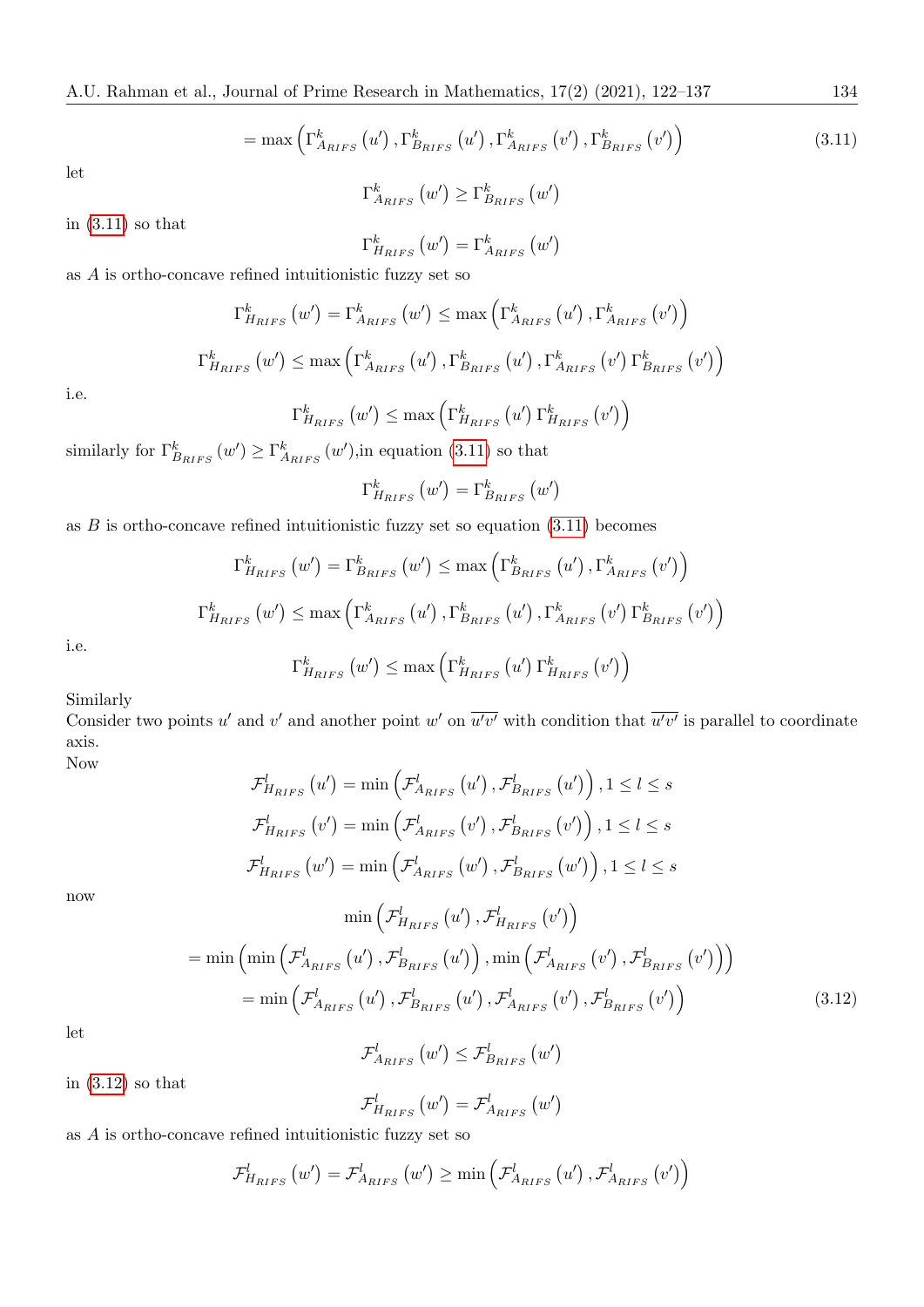$$= \max\left(\Gamma^{k}_{A_{RIFS}}(u'), \Gamma^{k}_{B_{RIFS}}(u'), \Gamma^{k}_{A_{RIFS}}(v'), \Gamma^{k}_{B_{RIFS}}(v')\right) \tag{3.11}$$

let

$$\Gamma^{k}_{A_{RIFS}}(w') \geq \Gamma^{k}_{B_{RIFS}}(w')$$

in (3.11) so that

$$\Gamma^{k}_{H_{RIFS}}(w') = \Gamma^{k}_{A_{RIFS}}(w')$$

as $A$ is ortho-concave refined intuitionistic fuzzy set so

$$\Gamma^{k}_{H_{RIFS}}(w') = \Gamma^{k}_{A_{RIFS}}(w') \leq \max\left(\Gamma^{k}_{A_{RIFS}}(u'), \Gamma^{k}_{A_{RIFS}}(v')\right)$$

$$\Gamma^{k}_{H_{RIFS}}(w') \leq \max\left(\Gamma^{k}_{A_{RIFS}}(u'), \Gamma^{k}_{B_{RIFS}}(u'), \Gamma^{k}_{A_{RIFS}}(v')\, \Gamma^{k}_{B_{RIFS}}(v')\right)$$

i.e.

$$\Gamma^{k}_{H_{RIFS}}(w') \leq \max\left(\Gamma^{k}_{H_{RIFS}}(u')\, \Gamma^{k}_{H_{RIFS}}(v')\right)$$

similarly for $\Gamma^{k}_{B_{RIFS}}(w') \geq \Gamma^{k}_{A_{RIFS}}(w')$,in equation (3.11) so that

$$\Gamma^{k}_{H_{RIFS}}(w') = \Gamma^{k}_{B_{RIFS}}(w')$$

as $B$ is ortho-concave refined intuitionistic fuzzy set so equation (3.11) becomes

$$\Gamma^{k}_{H_{RIFS}}(w') = \Gamma^{k}_{B_{RIFS}}(w') \leq \max\left(\Gamma^{k}_{B_{RIFS}}(u'), \Gamma^{k}_{A_{RIFS}}(v')\right)$$

$$\Gamma^{k}_{H_{RIFS}}(w') \leq \max\left(\Gamma^{k}_{A_{RIFS}}(u'), \Gamma^{k}_{B_{RIFS}}(u'), \Gamma^{k}_{A_{RIFS}}(v')\, \Gamma^{k}_{B_{RIFS}}(v')\right)$$

i.e.

$$\Gamma^{k}_{H_{RIFS}}(w') \leq \max\left(\Gamma^{k}_{H_{RIFS}}(u')\, \Gamma^{k}_{H_{RIFS}}(v')\right)$$

Similarly
Consider two points $u'$ and $v'$ and another point $w'$ on $\overline{u'v'}$ with condition that $\overline{u'v'}$ is parallel to coordinate axis.
Now

$$\mathcal{F}^{l}_{H_{RIFS}}(u') = \min\left(\mathcal{F}^{l}_{A_{RIFS}}(u'), \mathcal{F}^{l}_{B_{RIFS}}(u')\right), 1 \leq l \leq s$$

$$\mathcal{F}^{l}_{H_{RIFS}}(v') = \min\left(\mathcal{F}^{l}_{A_{RIFS}}(v'), \mathcal{F}^{l}_{B_{RIFS}}(v')\right), 1 \leq l \leq s$$

$$\mathcal{F}^{l}_{H_{RIFS}}(w') = \min\left(\mathcal{F}^{l}_{A_{RIFS}}(w'), \mathcal{F}^{l}_{B_{RIFS}}(w')\right), 1 \leq l \leq s$$

now

$$\min\left(\mathcal{F}^{l}_{H_{RIFS}}(u'), \mathcal{F}^{l}_{H_{RIFS}}(v')\right)$$

$$= \min\left(\min\left(\mathcal{F}^{l}_{A_{RIFS}}(u'), \mathcal{F}^{l}_{B_{RIFS}}(u')\right), \min\left(\mathcal{F}^{l}_{A_{RIFS}}(v'), \mathcal{F}^{l}_{B_{RIFS}}(v')\right)\right)$$

$$= \min\left(\mathcal{F}^{l}_{A_{RIFS}}(u'), \mathcal{F}^{l}_{B_{RIFS}}(u'), \mathcal{F}^{l}_{A_{RIFS}}(v'), \mathcal{F}^{l}_{B_{RIFS}}(v')\right) \tag{3.12}$$

let

$$\mathcal{F}^{l}_{A_{RIFS}}(w') \leq \mathcal{F}^{l}_{B_{RIFS}}(w')$$

in (3.12) so that

$$\mathcal{F}^{l}_{H_{RIFS}}(w') = \mathcal{F}^{l}_{A_{RIFS}}(w')$$

as $A$ is ortho-concave refined intuitionistic fuzzy set so

$$\mathcal{F}^{l}_{H_{RIFS}}(w') = \mathcal{F}^{l}_{A_{RIFS}}(w') \geq \min\left(\mathcal{F}^{l}_{A_{RIFS}}(u'), \mathcal{F}^{l}_{A_{RIFS}}(v')\right)$$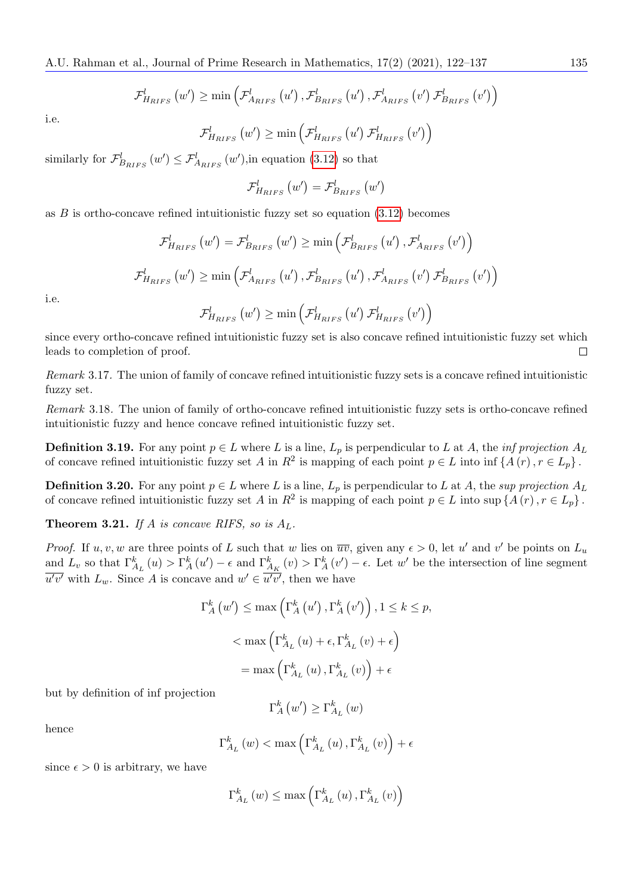$$\mathcal{F}^{l}_{H_{RIFS}}\left(w'\right) \geq \min\left(\mathcal{F}^{l}_{A_{RIFS}}\left(u'\right), \mathcal{F}^{l}_{B_{RIFS}}\left(u'\right), \mathcal{F}^{l}_{A_{RIFS}}\left(v'\right)\mathcal{F}^{l}_{B_{RIFS}}\left(v'\right)\right)$$

i.e.

$$\mathcal{F}^{l}_{H_{RIFS}}\left(w'\right) \geq \min\left(\mathcal{F}^{l}_{H_{RIFS}}\left(u'\right)\mathcal{F}^{l}_{H_{RIFS}}\left(v'\right)\right)$$

similarly for $\mathcal{F}^{l}_{B_{RIFS}}\left(w'\right) \leq \mathcal{F}^{l}_{A_{RIFS}}\left(w'\right)$,in equation (3.12) so that

$$\mathcal{F}^{l}_{H_{RIFS}}\left(w'\right) = \mathcal{F}^{l}_{B_{RIFS}}\left(w'\right)$$

as $B$ is ortho-concave refined intuitionistic fuzzy set so equation (3.12) becomes

$$\mathcal{F}^{l}_{H_{RIFS}}\left(w'\right) = \mathcal{F}^{l}_{B_{RIFS}}\left(w'\right) \geq \min\left(\mathcal{F}^{l}_{B_{RIFS}}\left(u'\right), \mathcal{F}^{l}_{A_{RIFS}}\left(v'\right)\right)$$

$$\mathcal{F}^{l}_{H_{RIFS}}\left(w'\right) \geq \min\left(\mathcal{F}^{l}_{A_{RIFS}}\left(u'\right), \mathcal{F}^{l}_{B_{RIFS}}\left(u'\right), \mathcal{F}^{l}_{A_{RIFS}}\left(v'\right)\mathcal{F}^{l}_{B_{RIFS}}\left(v'\right)\right)$$

i.e.

$$\mathcal{F}^{l}_{H_{RIFS}}\left(w'\right) \geq \min\left(\mathcal{F}^{l}_{H_{RIFS}}\left(u'\right)\mathcal{F}^{l}_{H_{RIFS}}\left(v'\right)\right)$$

since every ortho-concave refined intuitionistic fuzzy set is also concave refined intuitionistic fuzzy set which leads to completion of proof. □

*Remark* 3.17. The union of family of concave refined intuitionistic fuzzy sets is a concave refined intuitionistic fuzzy set.

*Remark* 3.18. The union of family of ortho-concave refined intuitionistic fuzzy sets is ortho-concave refined intuitionistic fuzzy and hence concave refined intuitionistic fuzzy set.

**Definition 3.19.** For any point $p \in L$ where $L$ is a line, $L_p$ is perpendicular to $L$ at $A$, the *inf projection* $A_L$ of concave refined intuitionistic fuzzy set $A$ in $R^2$ is mapping of each point $p \in L$ into $\inf\left\{A\left(r\right), r \in L_p\right\}$.

**Definition 3.20.** For any point $p \in L$ where $L$ is a line, $L_p$ is perpendicular to $L$ at $A$, the *sup projection* $A_L$ of concave refined intuitionistic fuzzy set $A$ in $R^2$ is mapping of each point $p \in L$ into $\sup\left\{A\left(r\right), r \in L_p\right\}$.

**Theorem 3.21.** *If $A$ is concave RIFS, so is $A_L$.*

*Proof.* If $u, v, w$ are three points of $L$ such that $w$ lies on $\overline{uv}$, given any $\epsilon > 0$, let $u'$ and $v'$ be points on $L_u$ and $L_v$ so that $\Gamma^{k}_{A_L}\left(u\right) > \Gamma^{k}_{A}\left(u'\right) - \epsilon$ and $\Gamma^{k}_{A_K}\left(v\right) > \Gamma^{k}_{A}\left(v'\right) - \epsilon$. Let $w'$ be the intersection of line segment $\overline{u'v'}$ with $L_w$. Since $A$ is concave and $w' \in \overline{u'v'}$, then we have

$$\Gamma^{k}_{A}\left(w'\right) \leq \max\left(\Gamma^{k}_{A}\left(u'\right), \Gamma^{k}_{A}\left(v'\right)\right), 1 \leq k \leq p,$$

$$< \max\left(\Gamma^{k}_{A_L}\left(u\right) + \epsilon, \Gamma^{k}_{A_L}\left(v\right) + \epsilon\right)$$

$$= \max\left(\Gamma^{k}_{A_L}\left(u\right), \Gamma^{k}_{A_L}\left(v\right)\right) + \epsilon$$

but by definition of inf projection

$$\Gamma^{k}_{A}\left(w'\right) \geq \Gamma^{k}_{A_L}\left(w\right)$$

hence

$$\Gamma^{k}_{A_L}\left(w\right) < \max\left(\Gamma^{k}_{A_L}\left(u\right), \Gamma^{k}_{A_L}\left(v\right)\right) + \epsilon$$

since $\epsilon > 0$ is arbitrary, we have

$$\Gamma^{k}_{A_L}\left(w\right) \leq \max\left(\Gamma^{k}_{A_L}\left(u\right), \Gamma^{k}_{A_L}\left(v\right)\right)$$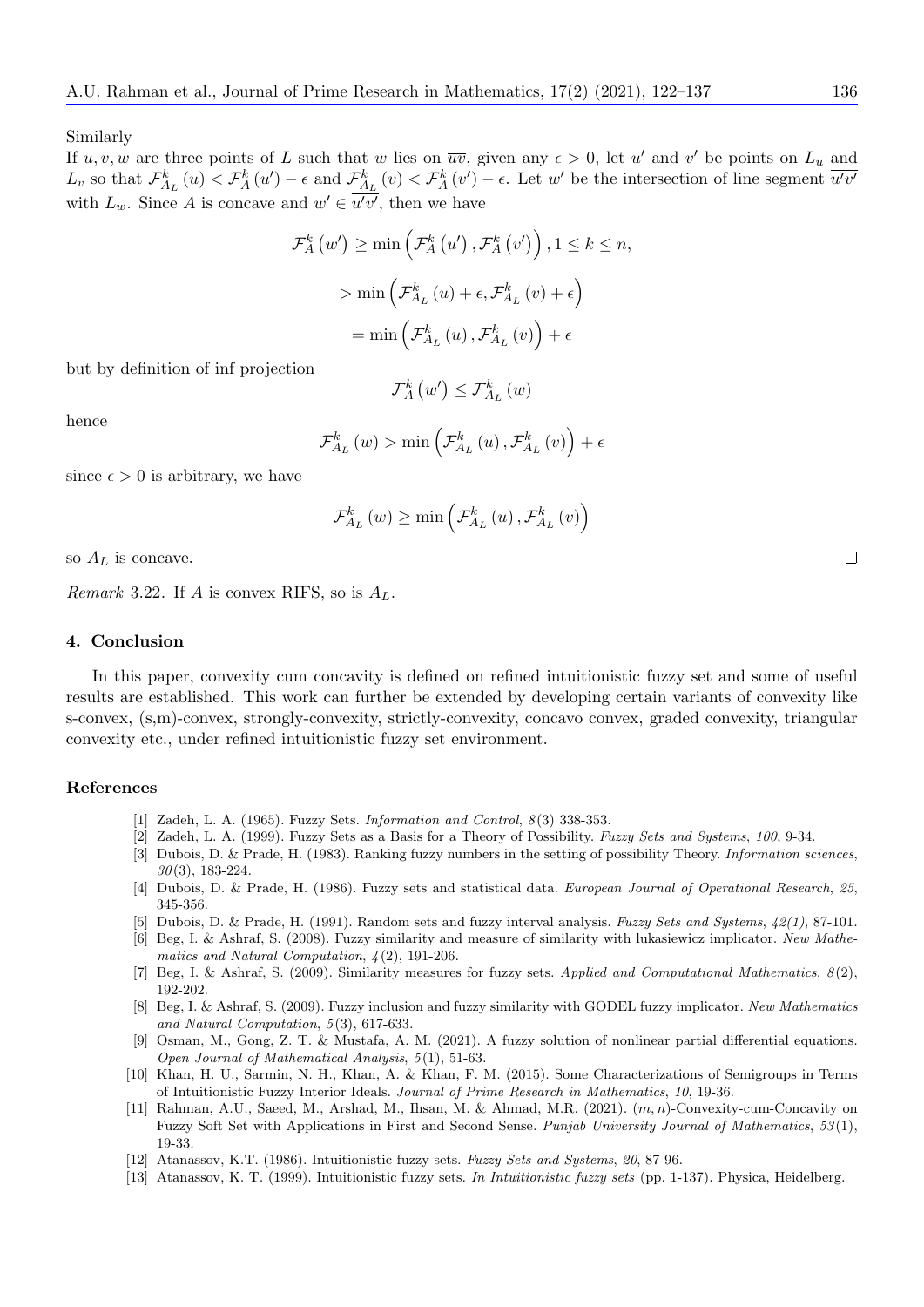Similarly

If $u, v, w$ are three points of $L$ such that $w$ lies on $\overline{uv}$, given any $\epsilon > 0$, let $u'$ and $v'$ be points on $L_u$ and $L_v$ so that $\mathcal{F}^k_{A_L}(u) < \mathcal{F}^k_A(u') - \epsilon$ and $\mathcal{F}^k_{A_L}(v) < \mathcal{F}^k_A(v') - \epsilon$. Let $w'$ be the intersection of line segment $\overline{u'v'}$ with $L_w$. Since $A$ is concave and $w' \in \overline{u'v'}$, then we have

$$\mathcal{F}^k_A(w') \geq \min\left(\mathcal{F}^k_A(u'), \mathcal{F}^k_A(v')\right), 1 \leq k \leq n,$$

$$> \min\left(\mathcal{F}^k_{A_L}(u) + \epsilon, \mathcal{F}^k_{A_L}(v) + \epsilon\right)$$

$$= \min\left(\mathcal{F}^k_{A_L}(u), \mathcal{F}^k_{A_L}(v)\right) + \epsilon$$

but by definition of inf projection

$$\mathcal{F}^k_A(w') \leq \mathcal{F}^k_{A_L}(w)$$

hence

$$\mathcal{F}^k_{A_L}(w) > \min\left(\mathcal{F}^k_{A_L}(u), \mathcal{F}^k_{A_L}(v)\right) + \epsilon$$

since $\epsilon > 0$ is arbitrary, we have

$$\mathcal{F}^k_{A_L}(w) \geq \min\left(\mathcal{F}^k_{A_L}(u), \mathcal{F}^k_{A_L}(v)\right)$$

so $A_L$ is concave. □

*Remark* 3.22. If $A$ is convex RIFS, so is $A_L$.

## 4. Conclusion

In this paper, convexity cum concavity is defined on refined intuitionistic fuzzy set and some of useful results are established. This work can further be extended by developing certain variants of convexity like s-convex, (s,m)-convex, strongly-convexity, strictly-convexity, concavo convex, graded convexity, triangular convexity etc., under refined intuitionistic fuzzy set environment.

## References

[1] Zadeh, L. A. (1965). Fuzzy Sets. *Information and Control*, *8*(3) 338-353.

[2] Zadeh, L. A. (1999). Fuzzy Sets as a Basis for a Theory of Possibility. *Fuzzy Sets and Systems*, *100*, 9-34.

[3] Dubois, D. & Prade, H. (1983). Ranking fuzzy numbers in the setting of possibility Theory. *Information sciences*, *30*(3), 183-224.

[4] Dubois, D. & Prade, H. (1986). Fuzzy sets and statistical data. *European Journal of Operational Research*, *25*, 345-356.

[5] Dubois, D. & Prade, H. (1991). Random sets and fuzzy interval analysis. *Fuzzy Sets and Systems*, *42(1)*, 87-101.

[6] Beg, I. & Ashraf, S. (2008). Fuzzy similarity and measure of similarity with lukasiewicz implicator. *New Mathematics and Natural Computation*, *4*(2), 191-206.

[7] Beg, I. & Ashraf, S. (2009). Similarity measures for fuzzy sets. *Applied and Computational Mathematics*, *8*(2), 192-202.

[8] Beg, I. & Ashraf, S. (2009). Fuzzy inclusion and fuzzy similarity with GODEL fuzzy implicator. *New Mathematics and Natural Computation*, *5*(3), 617-633.

[9] Osman, M., Gong, Z. T. & Mustafa, A. M. (2021). A fuzzy solution of nonlinear partial differential equations. *Open Journal of Mathematical Analysis*, *5*(1), 51-63.

[10] Khan, H. U., Sarmin, N. H., Khan, A. & Khan, F. M. (2015). Some Characterizations of Semigroups in Terms of Intuitionistic Fuzzy Interior Ideals. *Journal of Prime Research in Mathematics*, *10*, 19-36.

[11] Rahman, A.U., Saeed, M., Arshad, M., Ihsan, M. & Ahmad, M.R. (2021). $(m, n)$-Convexity-cum-Concavity on Fuzzy Soft Set with Applications in First and Second Sense. *Punjab University Journal of Mathematics*, *53*(1), 19-33.

[12] Atanassov, K.T. (1986). Intuitionistic fuzzy sets. *Fuzzy Sets and Systems*, *20*, 87-96.

[13] Atanassov, K. T. (1999). Intuitionistic fuzzy sets. *In Intuitionistic fuzzy sets* (pp. 1-137). Physica, Heidelberg.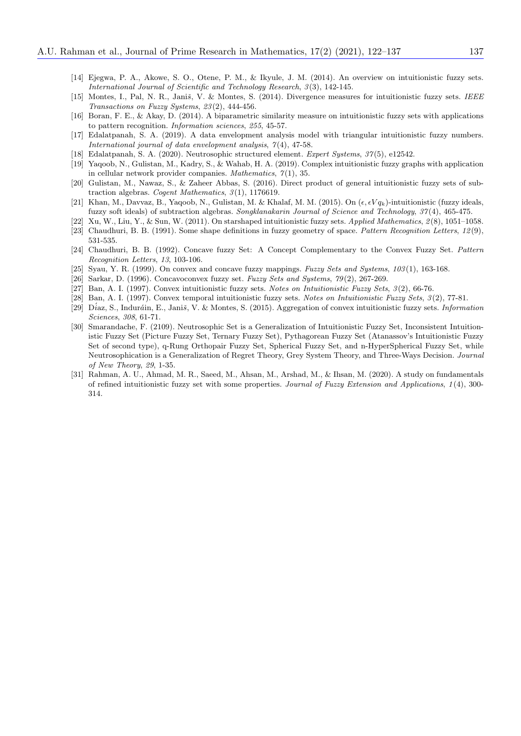[14] Ejegwa, P. A., Akowe, S. O., Otene, P. M., & Ikyule, J. M. (2014). An overview on intuitionistic fuzzy sets. *International Journal of Scientific and Technology Research*, *3*(3), 142-145.

[15] Montes, I., Pal, N. R., Janiš, V. & Montes, S. (2014). Divergence measures for intuitionistic fuzzy sets. *IEEE Transactions on Fuzzy Systems*, *23*(2), 444-456.

[16] Boran, F. E., & Akay, D. (2014). A biparametric similarity measure on intuitionistic fuzzy sets with applications to pattern recognition. *Information sciences*, *255*, 45-57.

[17] Edalatpanah, S. A. (2019). A data envelopment analysis model with triangular intuitionistic fuzzy numbers. *International journal of data envelopment analysis*, *7*(4), 47-58.

[18] Edalatpanah, S. A. (2020). Neutrosophic structured element. *Expert Systems*, *37*(5), e12542.

[19] Yaqoob, N., Gulistan, M., Kadry, S., & Wahab, H. A. (2019). Complex intuitionistic fuzzy graphs with application in cellular network provider companies. *Mathematics*, *7*(1), 35.

[20] Gulistan, M., Nawaz, S., & Zaheer Abbas, S. (2016). Direct product of general intuitionistic fuzzy sets of subtraction algebras. *Cogent Mathematics*, *3*(1), 1176619.

[21] Khan, M., Davvaz, B., Yaqoob, N., Gulistan, M. & Khalaf, M. M. (2015). On $(\epsilon, \epsilon V q_k)$-intuitionistic (fuzzy ideals, fuzzy soft ideals) of subtraction algebras. *Songklanakarin Journal of Science and Technology*, *37*(4), 465-475.

[22] Xu, W., Liu, Y., & Sun, W. (2011). On starshaped intuitionistic fuzzy sets. *Applied Mathematics*, *2*(8), 1051–1058.

[23] Chaudhuri, B. B. (1991). Some shape definitions in fuzzy geometry of space. *Pattern Recognition Letters*, *12*(9), 531-535.

[24] Chaudhuri, B. B. (1992). Concave fuzzy Set: A Concept Complementary to the Convex Fuzzy Set. *Pattern Recognition Letters*, *13*, 103-106.

[25] Syau, Y. R. (1999). On convex and concave fuzzy mappings. *Fuzzy Sets and Systems*, *103*(1), 163-168.

[26] Sarkar, D. (1996). Concavoconvex fuzzy set. *Fuzzy Sets and Systems*, *79*(2), 267-269.

[27] Ban, A. I. (1997). Convex intuitionistic fuzzy sets. *Notes on Intuitionistic Fuzzy Sets*, *3*(2), 66-76.

[28] Ban, A. I. (1997). Convex temporal intuitionistic fuzzy sets. *Notes on Intuitionistic Fuzzy Sets*, *3*(2), 77-81.

[29] Díaz, S., Induráin, E., Janiš, V. & Montes, S. (2015). Aggregation of convex intuitionistic fuzzy sets. *Information Sciences*, *308*, 61-71.

[30] Smarandache, F. (2109). Neutrosophic Set is a Generalization of Intuitionistic Fuzzy Set, Inconsistent Intuitionistic Fuzzy Set (Picture Fuzzy Set, Ternary Fuzzy Set), Pythagorean Fuzzy Set (Atanassov's Intuitionistic Fuzzy Set of second type), q-Rung Orthopair Fuzzy Set, Spherical Fuzzy Set, and n-HyperSpherical Fuzzy Set, while Neutrosophication is a Generalization of Regret Theory, Grey System Theory, and Three-Ways Decision. *Journal of New Theory*, *29*, 1-35.

[31] Rahman, A. U., Ahmad, M. R., Saeed, M., Ahsan, M., Arshad, M., & Ihsan, M. (2020). A study on fundamentals of refined intuitionistic fuzzy set with some properties. *Journal of Fuzzy Extension and Applications*, *1*(4), 300-314.